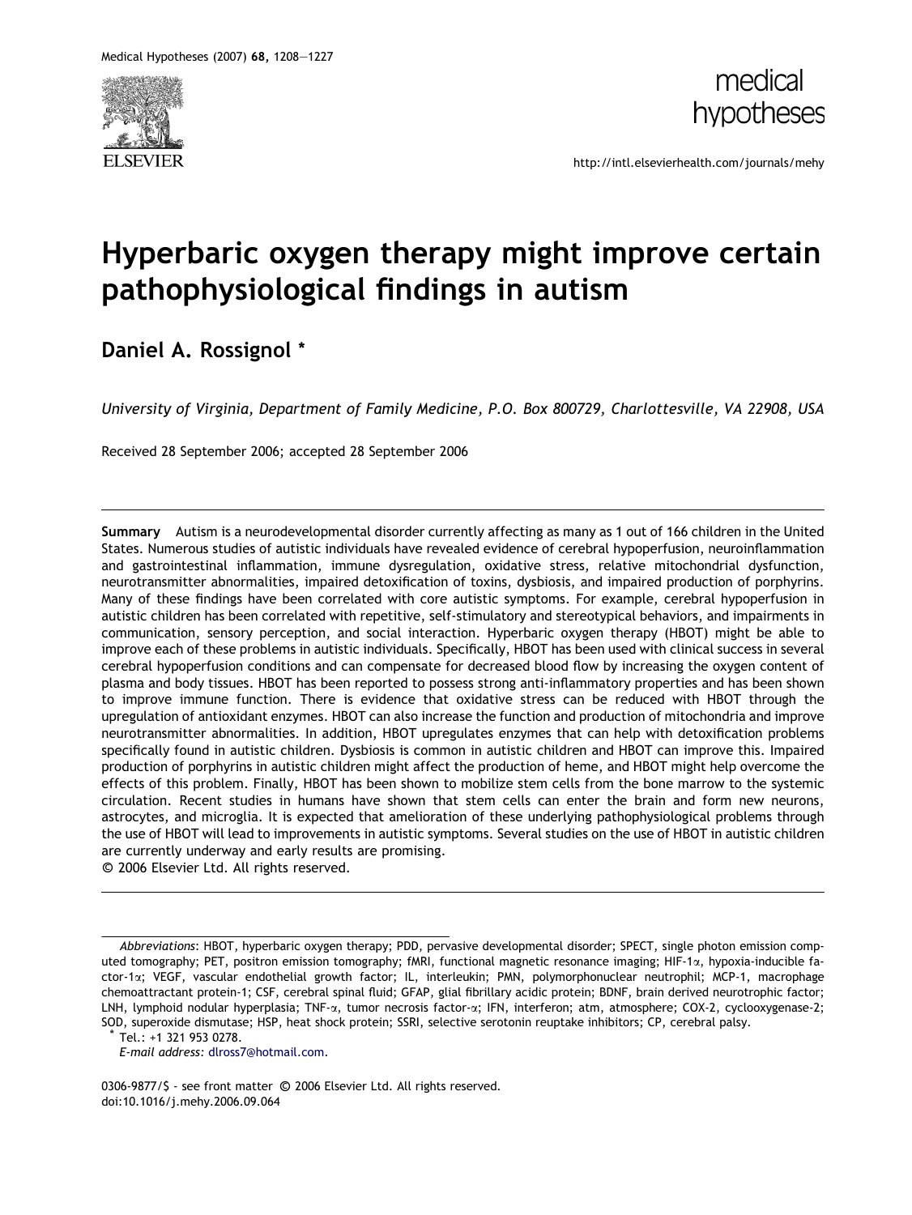Medical Hypotheses (2007) 68, 1208–1227

medical hypotheses

http://intl.elsevierhealth.com/journals/mehy

# Hyperbaric oxygen therapy might improve certain pathophysiological findings in autism

**Daniel A. Rossignol** *

*University of Virginia, Department of Family Medicine, P.O. Box 800729, Charlottesville, VA 22908, USA*

Received 28 September 2006; accepted 28 September 2006

---

**Summary** Autism is a neurodevelopmental disorder currently affecting as many as 1 out of 166 children in the United States. Numerous studies of autistic individuals have revealed evidence of cerebral hypoperfusion, neuroinflammation and gastrointestinal inflammation, immune dysregulation, oxidative stress, relative mitochondrial dysfunction, neurotransmitter abnormalities, impaired detoxification of toxins, dysbiosis, and impaired production of porphyrins. Many of these findings have been correlated with core autistic symptoms. For example, cerebral hypoperfusion in autistic children has been correlated with repetitive, self-stimulatory and stereotypical behaviors, and impairments in communication, sensory perception, and social interaction. Hyperbaric oxygen therapy (HBOT) might be able to improve each of these problems in autistic individuals. Specifically, HBOT has been used with clinical success in several cerebral hypoperfusion conditions and can compensate for decreased blood flow by increasing the oxygen content of plasma and body tissues. HBOT has been reported to possess strong anti-inflammatory properties and has been shown to improve immune function. There is evidence that oxidative stress can be reduced with HBOT through the upregulation of antioxidant enzymes. HBOT can also increase the function and production of mitochondria and improve neurotransmitter abnormalities. In addition, HBOT upregulates enzymes that can help with detoxification problems specifically found in autistic children. Dysbiosis is common in autistic children and HBOT can improve this. Impaired production of porphyrins in autistic children might affect the production of heme, and HBOT might help overcome the effects of this problem. Finally, HBOT has been shown to mobilize stem cells from the bone marrow to the systemic circulation. Recent studies in humans have shown that stem cells can enter the brain and form new neurons, astrocytes, and microglia. It is expected that amelioration of these underlying pathophysiological problems through the use of HBOT will lead to improvements in autistic symptoms. Several studies on the use of HBOT in autistic children are currently underway and early results are promising.
© 2006 Elsevier Ltd. All rights reserved.

---

*Abbreviations*: HBOT, hyperbaric oxygen therapy; PDD, pervasive developmental disorder; SPECT, single photon emission computed tomography; PET, positron emission tomography; fMRI, functional magnetic resonance imaging; HIF-1α, hypoxia-inducible factor-1α; VEGF, vascular endothelial growth factor; IL, interleukin; PMN, polymorphonuclear neutrophil; MCP-1, macrophage chemoattractant protein-1; CSF, cerebral spinal fluid; GFAP, glial fibrillary acidic protein; BDNF, brain derived neurotrophic factor; LNH, lymphoid nodular hyperplasia; TNF-α, tumor necrosis factor-α; IFN, interferon; atm, atmosphere; COX-2, cyclooxygenase-2; SOD, superoxide dismutase; HSP, heat shock protein; SSRI, selective serotonin reuptake inhibitors; CP, cerebral palsy.

\* Tel.: +1 321 953 0278.
*E-mail address:* dlross7@hotmail.com.

0306-9877/$ - see front matter © 2006 Elsevier Ltd. All rights reserved.
doi:10.1016/j.mehy.2006.09.064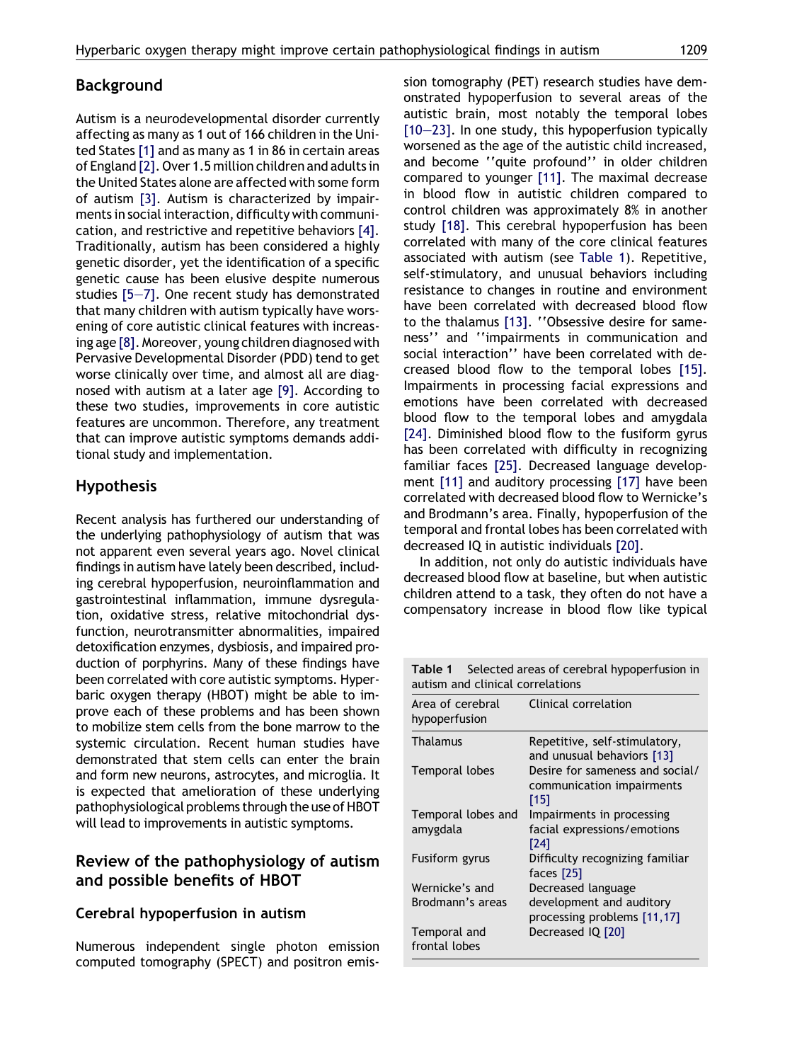## Background

Autism is a neurodevelopmental disorder currently affecting as many as 1 out of 166 children in the United States [1] and as many as 1 in 86 in certain areas of England [2]. Over 1.5 million children and adults in the United States alone are affected with some form of autism [3]. Autism is characterized by impairments in social interaction, difficulty with communication, and restrictive and repetitive behaviors [4]. Traditionally, autism has been considered a highly genetic disorder, yet the identification of a specific genetic cause has been elusive despite numerous studies [5–7]. One recent study has demonstrated that many children with autism typically have worsening of core autistic clinical features with increasing age [8]. Moreover, young children diagnosed with Pervasive Developmental Disorder (PDD) tend to get worse clinically over time, and almost all are diagnosed with autism at a later age [9]. According to these two studies, improvements in core autistic features are uncommon. Therefore, any treatment that can improve autistic symptoms demands additional study and implementation.

## Hypothesis

Recent analysis has furthered our understanding of the underlying pathophysiology of autism that was not apparent even several years ago. Novel clinical findings in autism have lately been described, including cerebral hypoperfusion, neuroinflammation and gastrointestinal inflammation, immune dysregulation, oxidative stress, relative mitochondrial dysfunction, neurotransmitter abnormalities, impaired detoxification enzymes, dysbiosis, and impaired production of porphyrins. Many of these findings have been correlated with core autistic symptoms. Hyperbaric oxygen therapy (HBOT) might be able to improve each of these problems and has been shown to mobilize stem cells from the bone marrow to the systemic circulation. Recent human studies have demonstrated that stem cells can enter the brain and form new neurons, astrocytes, and microglia. It is expected that amelioration of these underlying pathophysiological problems through the use of HBOT will lead to improvements in autistic symptoms.

## Review of the pathophysiology of autism and possible benefits of HBOT

### Cerebral hypoperfusion in autism

Numerous independent single photon emission computed tomography (SPECT) and positron emission tomography (PET) research studies have demonstrated hypoperfusion to several areas of the autistic brain, most notably the temporal lobes [10–23]. In one study, this hypoperfusion typically worsened as the age of the autistic child increased, and become ''quite profound'' in older children compared to younger [11]. The maximal decrease in blood flow in autistic children compared to control children was approximately 8% in another study [18]. This cerebral hypoperfusion has been correlated with many of the core clinical features associated with autism (see Table 1). Repetitive, self-stimulatory, and unusual behaviors including resistance to changes in routine and environment have been correlated with decreased blood flow to the thalamus [13]. ''Obsessive desire for sameness'' and ''impairments in communication and social interaction'' have been correlated with decreased blood flow to the temporal lobes [15]. Impairments in processing facial expressions and emotions have been correlated with decreased blood flow to the temporal lobes and amygdala [24]. Diminished blood flow to the fusiform gyrus has been correlated with difficulty in recognizing familiar faces [25]. Decreased language development [11] and auditory processing [17] have been correlated with decreased blood flow to Wernicke's and Brodmann's area. Finally, hypoperfusion of the temporal and frontal lobes has been correlated with decreased IQ in autistic individuals [20].

In addition, not only do autistic individuals have decreased blood flow at baseline, but when autistic children attend to a task, they often do not have a compensatory increase in blood flow like typical

**Table 1** Selected areas of cerebral hypoperfusion in autism and clinical correlations

| Area of cerebral hypoperfusion | Clinical correlation |
|---|---|
| Thalamus | Repetitive, self-stimulatory, and unusual behaviors [13] |
| Temporal lobes | Desire for sameness and social/communication impairments [15] |
| Temporal lobes and amygdala | Impairments in processing facial expressions/emotions [24] |
| Fusiform gyrus | Difficulty recognizing familiar faces [25] |
| Wernicke's and Brodmann's areas | Decreased language development and auditory processing problems [11,17] |
| Temporal and frontal lobes | Decreased IQ [20] |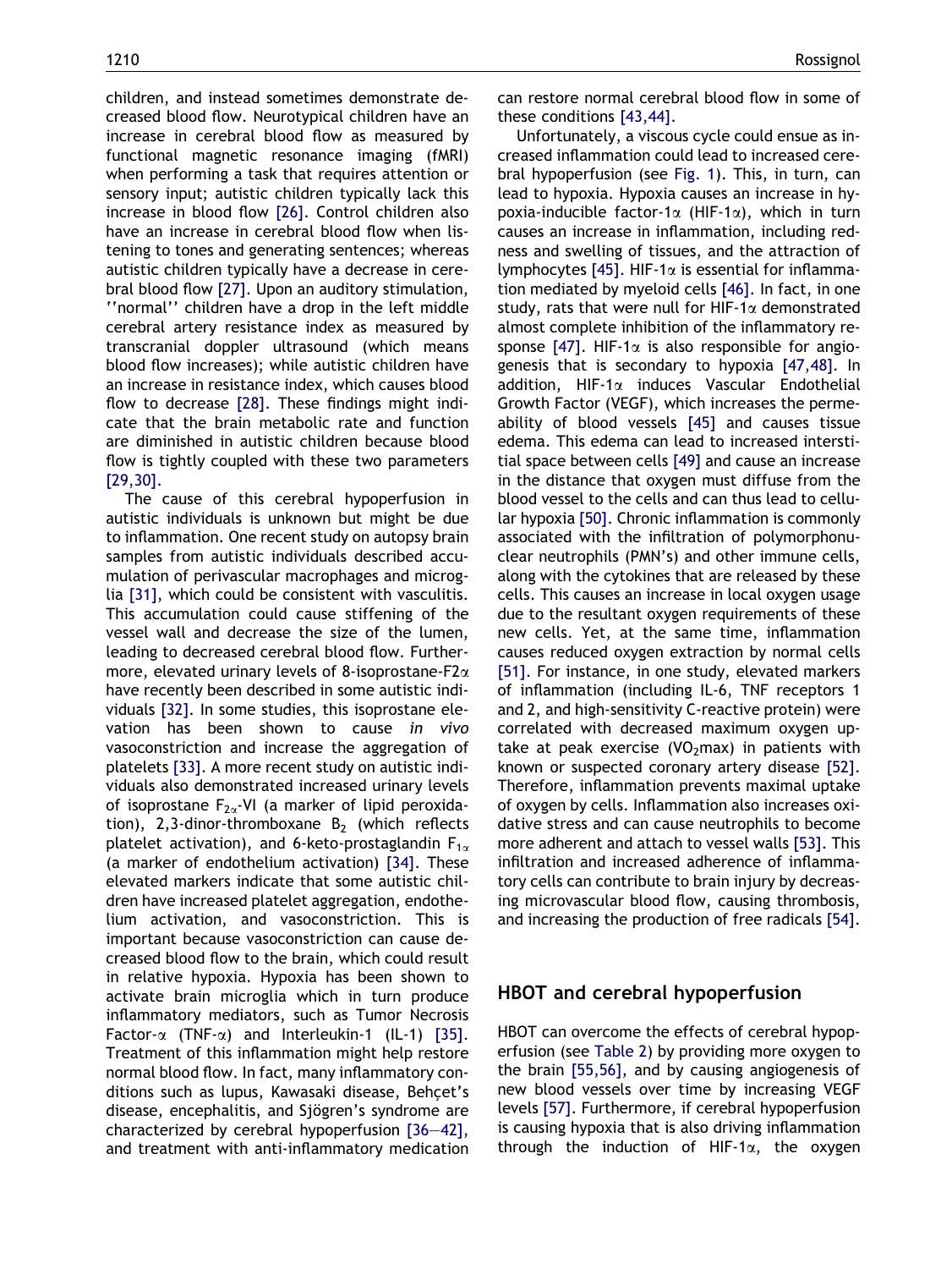children, and instead sometimes demonstrate decreased blood flow. Neurotypical children have an increase in cerebral blood flow as measured by functional magnetic resonance imaging (fMRI) when performing a task that requires attention or sensory input; autistic children typically lack this increase in blood flow [26]. Control children also have an increase in cerebral blood flow when listening to tones and generating sentences; whereas autistic children typically have a decrease in cerebral blood flow [27]. Upon an auditory stimulation, ''normal'' children have a drop in the left middle cerebral artery resistance index as measured by transcranial doppler ultrasound (which means blood flow increases); while autistic children have an increase in resistance index, which causes blood flow to decrease [28]. These findings might indicate that the brain metabolic rate and function are diminished in autistic children because blood flow is tightly coupled with these two parameters [29,30].

The cause of this cerebral hypoperfusion in autistic individuals is unknown but might be due to inflammation. One recent study on autopsy brain samples from autistic individuals described accumulation of perivascular macrophages and microglia [31], which could be consistent with vasculitis. This accumulation could cause stiffening of the vessel wall and decrease the size of the lumen, leading to decreased cerebral blood flow. Furthermore, elevated urinary levels of 8-isoprostane-F2$\alpha$ have recently been described in some autistic individuals [32]. In some studies, this isoprostane elevation has been shown to cause *in vivo* vasoconstriction and increase the aggregation of platelets [33]. A more recent study on autistic individuals also demonstrated increased urinary levels of isoprostane $F_{2\alpha}$-VI (a marker of lipid peroxidation), 2,3-dinor-thromboxane $B_2$ (which reflects platelet activation), and 6-keto-prostaglandin $F_{1\alpha}$ (a marker of endothelium activation) [34]. These elevated markers indicate that some autistic children have increased platelet aggregation, endothelium activation, and vasoconstriction. This is important because vasoconstriction can cause decreased blood flow to the brain, which could result in relative hypoxia. Hypoxia has been shown to activate brain microglia which in turn produce inflammatory mediators, such as Tumor Necrosis Factor-$\alpha$ (TNF-$\alpha$) and Interleukin-1 (IL-1) [35]. Treatment of this inflammation might help restore normal blood flow. In fact, many inflammatory conditions such as lupus, Kawasaki disease, Behçet's disease, encephalitis, and Sjögren's syndrome are characterized by cerebral hypoperfusion [36–42], and treatment with anti-inflammatory medication can restore normal cerebral blood flow in some of these conditions [43,44].

Unfortunately, a viscous cycle could ensue as increased inflammation could lead to increased cerebral hypoperfusion (see Fig. 1). This, in turn, can lead to hypoxia. Hypoxia causes an increase in hypoxia-inducible factor-1$\alpha$ (HIF-1$\alpha$), which in turn causes an increase in inflammation, including redness and swelling of tissues, and the attraction of lymphocytes [45]. HIF-1$\alpha$ is essential for inflammation mediated by myeloid cells [46]. In fact, in one study, rats that were null for HIF-1$\alpha$ demonstrated almost complete inhibition of the inflammatory response [47]. HIF-1$\alpha$ is also responsible for angiogenesis that is secondary to hypoxia [47,48]. In addition, HIF-1$\alpha$ induces Vascular Endothelial Growth Factor (VEGF), which increases the permeability of blood vessels [45] and causes tissue edema. This edema can lead to increased interstitial space between cells [49] and cause an increase in the distance that oxygen must diffuse from the blood vessel to the cells and can thus lead to cellular hypoxia [50]. Chronic inflammation is commonly associated with the infiltration of polymorphonuclear neutrophils (PMN's) and other immune cells, along with the cytokines that are released by these cells. This causes an increase in local oxygen usage due to the resultant oxygen requirements of these new cells. Yet, at the same time, inflammation causes reduced oxygen extraction by normal cells [51]. For instance, in one study, elevated markers of inflammation (including IL-6, TNF receptors 1 and 2, and high-sensitivity C-reactive protein) were correlated with decreased maximum oxygen uptake at peak exercise ($VO_2$max) in patients with known or suspected coronary artery disease [52]. Therefore, inflammation prevents maximal uptake of oxygen by cells. Inflammation also increases oxidative stress and can cause neutrophils to become more adherent and attach to vessel walls [53]. This infiltration and increased adherence of inflammatory cells can contribute to brain injury by decreasing microvascular blood flow, causing thrombosis, and increasing the production of free radicals [54].

## HBOT and cerebral hypoperfusion

HBOT can overcome the effects of cerebral hypoperfusion (see Table 2) by providing more oxygen to the brain [55,56], and by causing angiogenesis of new blood vessels over time by increasing VEGF levels [57]. Furthermore, if cerebral hypoperfusion is causing hypoxia that is also driving inflammation through the induction of HIF-1$\alpha$, the oxygen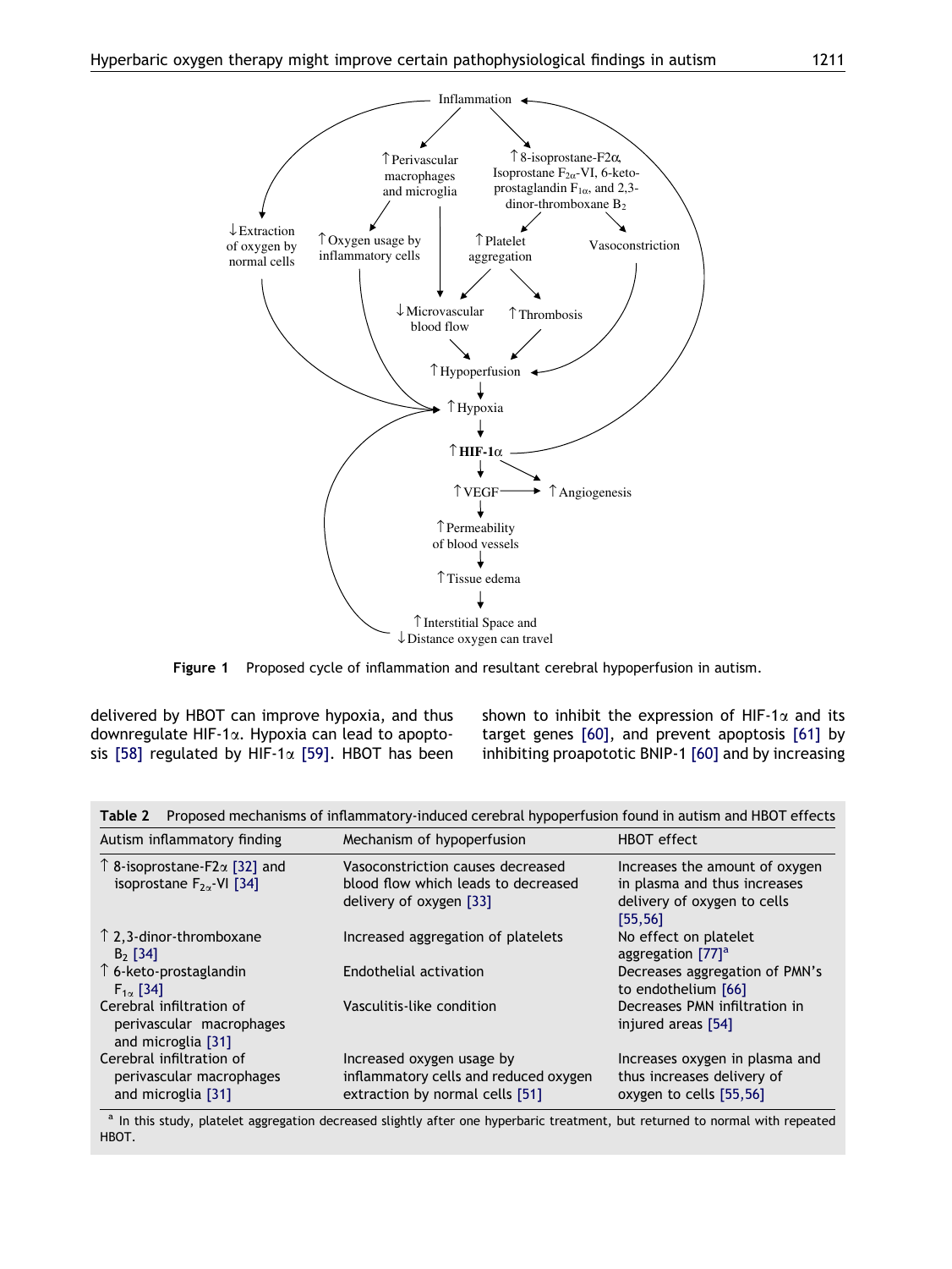Figure 1 Proposed cycle of inflammation and resultant cerebral hypoperfusion in autism.

delivered by HBOT can improve hypoxia, and thus downregulate HIF-1α. Hypoxia can lead to apoptosis [58] regulated by HIF-1α [59]. HBOT has been shown to inhibit the expression of HIF-1α and its target genes [60], and prevent apoptosis [61] by inhibiting proapototic BNIP-1 [60] and by increasing

**Table 2** Proposed mechanisms of inflammatory-induced cerebral hypoperfusion found in autism and HBOT effects

| Autism inflammatory finding | Mechanism of hypoperfusion | HBOT effect |
|---|---|---|
| ↑ 8-isoprostane-F2α [32] and isoprostane $F_{2\alpha}$-VI [34] | Vasoconstriction causes decreased blood flow which leads to decreased delivery of oxygen [33] | Increases the amount of oxygen in plasma and thus increases delivery of oxygen to cells [55,56] |
| ↑ 2,3-dinor-thromboxane $B_2$ [34] | Increased aggregation of platelets | No effect on platelet aggregation [77][a] |
| ↑ 6-keto-prostaglandin $F_{1\alpha}$ [34] | Endothelial activation | Decreases aggregation of PMN's to endothelium [66] |
| Cerebral infiltration of perivascular macrophages and microglia [31] | Vasculitis-like condition | Decreases PMN infiltration in injured areas [54] |
| Cerebral infiltration of perivascular macrophages and microglia [31] | Increased oxygen usage by inflammatory cells and reduced oxygen extraction by normal cells [51] | Increases oxygen in plasma and thus increases delivery of oxygen to cells [55,56] |

[a] In this study, platelet aggregation decreased slightly after one hyperbaric treatment, but returned to normal with repeated HBOT.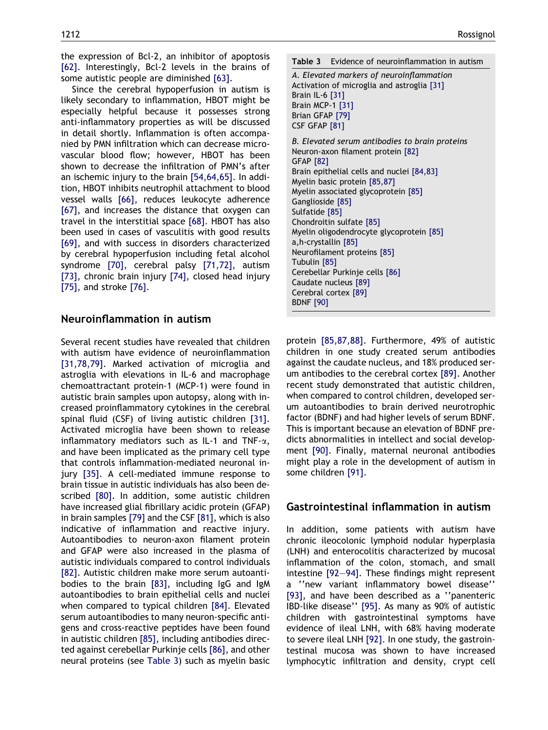the expression of Bcl-2, an inhibitor of apoptosis [62]. Interestingly, Bcl-2 levels in the brains of some autistic people are diminished [63].

Since the cerebral hypoperfusion in autism is likely secondary to inflammation, HBOT might be especially helpful because it possesses strong anti-inflammatory properties as will be discussed in detail shortly. Inflammation is often accompanied by PMN infiltration which can decrease microvascular blood flow; however, HBOT has been shown to decrease the infiltration of PMN's after an ischemic injury to the brain [54,64,65]. In addition, HBOT inhibits neutrophil attachment to blood vessel walls [66], reduces leukocyte adherence [67], and increases the distance that oxygen can travel in the interstitial space [68]. HBOT has also been used in cases of vasculitis with good results [69], and with success in disorders characterized by cerebral hypoperfusion including fetal alcohol syndrome [70], cerebral palsy [71,72], autism [73], chronic brain injury [74], closed head injury [75], and stroke [76].

## Neuroinflammation in autism

Several recent studies have revealed that children with autism have evidence of neuroinflammation [31,78,79]. Marked activation of microglia and astroglia with elevations in IL-6 and macrophage chemoattractant protein-1 (MCP-1) were found in autistic brain samples upon autopsy, along with increased proinflammatory cytokines in the cerebral spinal fluid (CSF) of living autistic children [31]. Activated microglia have been shown to release inflammatory mediators such as IL-1 and TNF-$\alpha$, and have been implicated as the primary cell type that controls inflammation-mediated neuronal injury [35]. A cell-mediated immune response to brain tissue in autistic individuals has also been described [80]. In addition, some autistic children have increased glial fibrillary acidic protein (GFAP) in brain samples [79] and the CSF [81], which is also indicative of inflammation and reactive injury. Autoantibodies to neuron-axon filament protein and GFAP were also increased in the plasma of autistic individuals compared to control individuals [82]. Autistic children make more serum autoantibodies to the brain [83], including IgG and IgM autoantibodies to brain epithelial cells and nuclei when compared to typical children [84]. Elevated serum autoantibodies to many neuron-specific antigens and cross-reactive peptides have been found in autistic children [85], including antibodies directed against cerebellar Purkinje cells [86], and other neural proteins (see Table 3) such as myelin basic protein [85,87,88]. Furthermore, 49% of autistic children in one study created serum antibodies against the caudate nucleus, and 18% produced serum antibodies to the cerebral cortex [89]. Another recent study demonstrated that autistic children, when compared to control children, developed serum autoantibodies to brain derived neurotrophic factor (BDNF) and had higher levels of serum BDNF. This is important because an elevation of BDNF predicts abnormalities in intellect and social development [90]. Finally, maternal neuronal antibodies might play a role in the development of autism in some children [91].

**Table 3** Evidence of neuroinflammation in autism

| |
|---|
| *A. Elevated markers of neuroinflammation* |
| Activation of microglia and astroglia [31] |
| Brain IL-6 [31] |
| Brain MCP-1 [31] |
| Brian GFAP [79] |
| CSF GFAP [81] |
| *B. Elevated serum antibodies to brain proteins* |
| Neuron-axon filament protein [82] |
| GFAP [82] |
| Brain epithelial cells and nuclei [84,83] |
| Myelin basic protein [85,87] |
| Myelin associated glycoprotein [85] |
| Ganglioside [85] |
| Sulfatide [85] |
| Chondroitin sulfate [85] |
| Myelin oligodendrocyte glycoprotein [85] |
| a,h-crystallin [85] |
| Neurofilament proteins [85] |
| Tubulin [85] |
| Cerebellar Purkinje cells [86] |
| Caudate nucleus [89] |
| Cerebral cortex [89] |
| BDNF [90] |

## Gastrointestinal inflammation in autism

In addition, some patients with autism have chronic ileocolonic lymphoid nodular hyperplasia (LNH) and enterocolitis characterized by mucosal inflammation of the colon, stomach, and small intestine [92–94]. These findings might represent a ''new variant inflammatory bowel disease'' [93], and have been described as a ''panenteric IBD-like disease'' [95]. As many as 90% of autistic children with gastrointestinal symptoms have evidence of ileal LNH, with 68% having moderate to severe ileal LNH [92]. In one study, the gastrointestinal mucosa was shown to have increased lymphocytic infiltration and density, crypt cell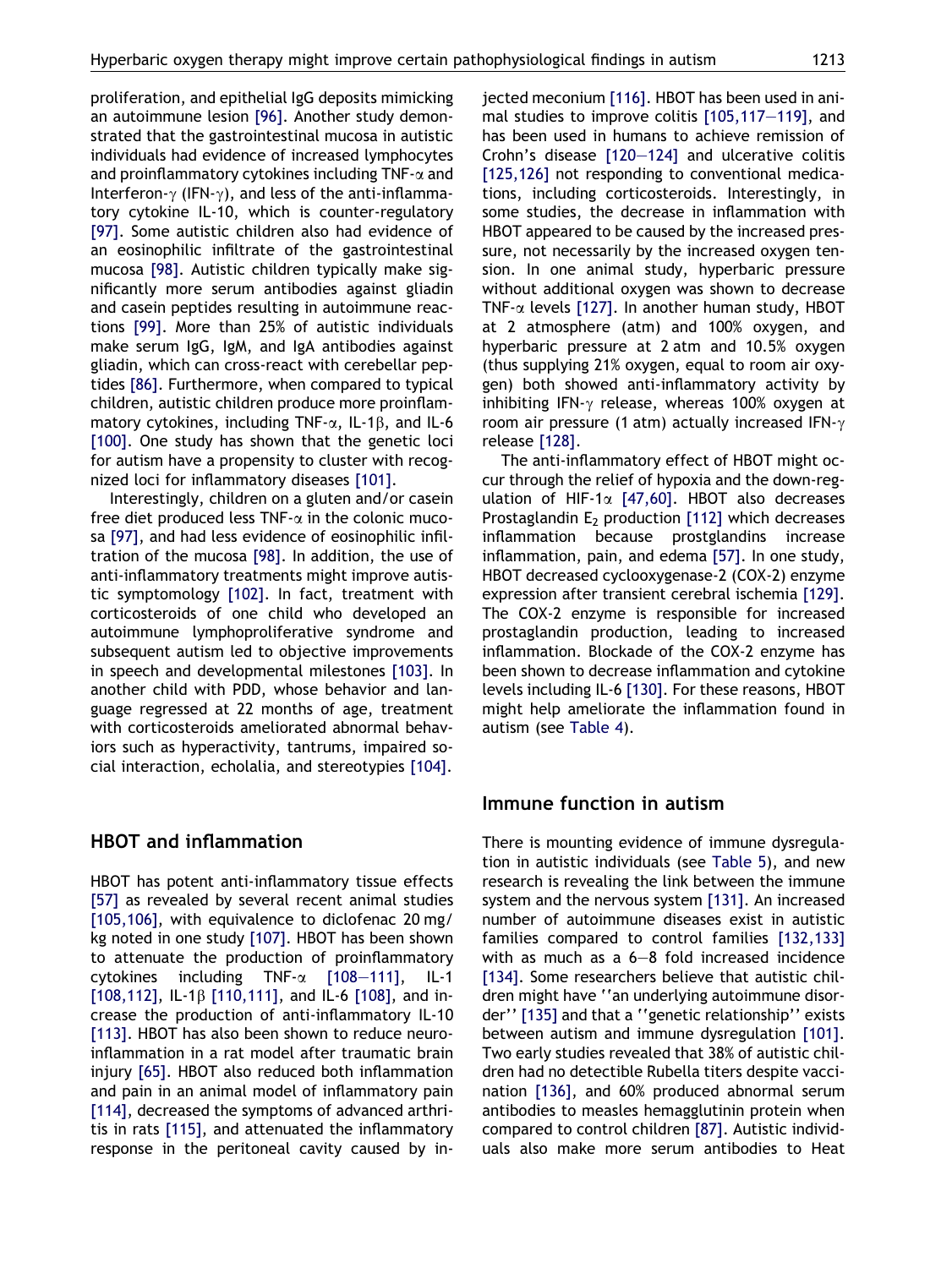proliferation, and epithelial IgG deposits mimicking an autoimmune lesion [96]. Another study demonstrated that the gastrointestinal mucosa in autistic individuals had evidence of increased lymphocytes and proinflammatory cytokines including TNF-$\alpha$ and Interferon-$\gamma$ (IFN-$\gamma$), and less of the anti-inflammatory cytokine IL-10, which is counter-regulatory [97]. Some autistic children also had evidence of an eosinophilic infiltrate of the gastrointestinal mucosa [98]. Autistic children typically make significantly more serum antibodies against gliadin and casein peptides resulting in autoimmune reactions [99]. More than 25% of autistic individuals make serum IgG, IgM, and IgA antibodies against gliadin, which can cross-react with cerebellar peptides [86]. Furthermore, when compared to typical children, autistic children produce more proinflammatory cytokines, including TNF-$\alpha$, IL-1$\beta$, and IL-6 [100]. One study has shown that the genetic loci for autism have a propensity to cluster with recognized loci for inflammatory diseases [101].

Interestingly, children on a gluten and/or casein free diet produced less TNF-$\alpha$ in the colonic mucosa [97], and had less evidence of eosinophilic infiltration of the mucosa [98]. In addition, the use of anti-inflammatory treatments might improve autistic symptomology [102]. In fact, treatment with corticosteroids of one child who developed an autoimmune lymphoproliferative syndrome and subsequent autism led to objective improvements in speech and developmental milestones [103]. In another child with PDD, whose behavior and language regressed at 22 months of age, treatment with corticosteroids ameliorated abnormal behaviors such as hyperactivity, tantrums, impaired social interaction, echolalia, and stereotypies [104].

## HBOT and inflammation

HBOT has potent anti-inflammatory tissue effects [57] as revealed by several recent animal studies [105,106], with equivalence to diclofenac 20 mg/kg noted in one study [107]. HBOT has been shown to attenuate the production of proinflammatory cytokines including TNF-$\alpha$ [108–111], IL-1 [108,112], IL-1$\beta$ [110,111], and IL-6 [108], and increase the production of anti-inflammatory IL-10 [113]. HBOT has also been shown to reduce neuroinflammation in a rat model after traumatic brain injury [65]. HBOT also reduced both inflammation and pain in an animal model of inflammatory pain [114], decreased the symptoms of advanced arthritis in rats [115], and attenuated the inflammatory response in the peritoneal cavity caused by injected meconium [116]. HBOT has been used in animal studies to improve colitis [105,117–119], and has been used in humans to achieve remission of Crohn's disease [120–124] and ulcerative colitis [125,126] not responding to conventional medications, including corticosteroids. Interestingly, in some studies, the decrease in inflammation with HBOT appeared to be caused by the increased pressure, not necessarily by the increased oxygen tension. In one animal study, hyperbaric pressure without additional oxygen was shown to decrease TNF-$\alpha$ levels [127]. In another human study, HBOT at 2 atmosphere (atm) and 100% oxygen, and hyperbaric pressure at 2 atm and 10.5% oxygen (thus supplying 21% oxygen, equal to room air oxygen) both showed anti-inflammatory activity by inhibiting IFN-$\gamma$ release, whereas 100% oxygen at room air pressure (1 atm) actually increased IFN-$\gamma$ release [128].

The anti-inflammatory effect of HBOT might occur through the relief of hypoxia and the down-regulation of HIF-1$\alpha$ [47,60]. HBOT also decreases Prostaglandin $E_2$ production [112] which decreases inflammation because prostglandins increase inflammation, pain, and edema [57]. In one study, HBOT decreased cyclooxygenase-2 (COX-2) enzyme expression after transient cerebral ischemia [129]. The COX-2 enzyme is responsible for increased prostaglandin production, leading to increased inflammation. Blockade of the COX-2 enzyme has been shown to decrease inflammation and cytokine levels including IL-6 [130]. For these reasons, HBOT might help ameliorate the inflammation found in autism (see Table 4).

## Immune function in autism

There is mounting evidence of immune dysregulation in autistic individuals (see Table 5), and new research is revealing the link between the immune system and the nervous system [131]. An increased number of autoimmune diseases exist in autistic families compared to control families [132,133] with as much as a 6–8 fold increased incidence [134]. Some researchers believe that autistic children might have ''an underlying autoimmune disorder'' [135] and that a ''genetic relationship'' exists between autism and immune dysregulation [101]. Two early studies revealed that 38% of autistic children had no detectible Rubella titers despite vaccination [136], and 60% produced abnormal serum antibodies to measles hemagglutinin protein when compared to control children [87]. Autistic individuals also make more serum antibodies to Heat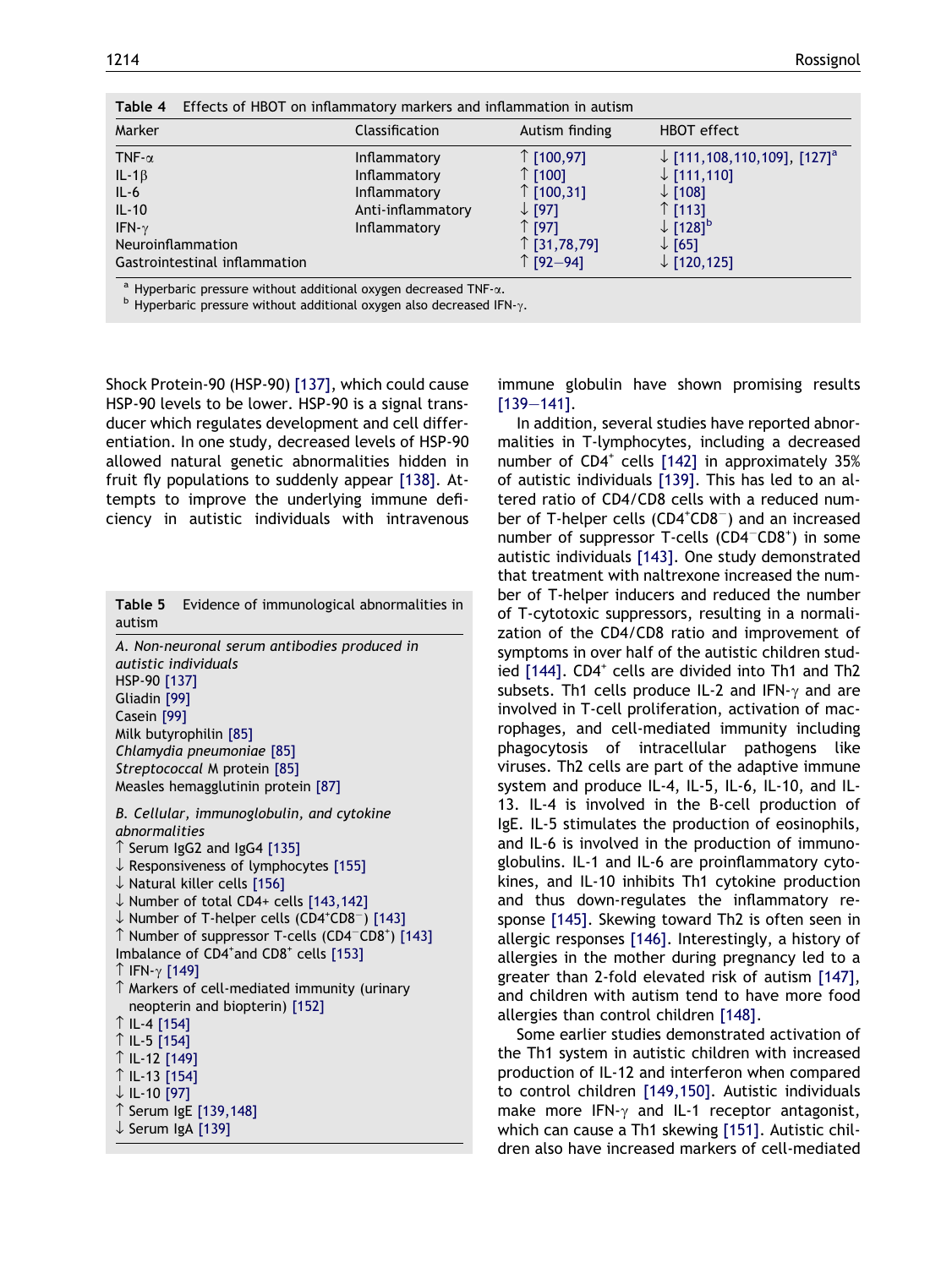Table 4 Effects of HBOT on inflammatory markers and inflammation in autism

| Marker | Classification | Autism finding | HBOT effect |
|---|---|---|---|
| TNF-α | Inflammatory | ↑ [100,97] | ↓ [111,108,110,109], [127][a] |
| IL-1β | Inflammatory | ↑ [100] | ↓ [111,110] |
| IL-6 | Inflammatory | ↑ [100,31] | ↓ [108] |
| IL-10 | Anti-inflammatory | ↓ [97] | ↑ [113] |
| IFN-γ | Inflammatory | ↑ [97] | ↓ [128][b] |
| Neuroinflammation | | ↑ [31,78,79] | ↓ [65] |
| Gastrointestinal inflammation | | ↑ [92–94] | ↓ [120,125] |

[a] Hyperbaric pressure without additional oxygen decreased TNF-α.
[b] Hyperbaric pressure without additional oxygen also decreased IFN-γ.

Shock Protein-90 (HSP-90) [137], which could cause HSP-90 levels to be lower. HSP-90 is a signal transducer which regulates development and cell differentiation. In one study, decreased levels of HSP-90 allowed natural genetic abnormalities hidden in fruit fly populations to suddenly appear [138]. Attempts to improve the underlying immune deficiency in autistic individuals with intravenous immune globulin have shown promising results [139–141].

In addition, several studies have reported abnormalities in T-lymphocytes, including a decreased number of CD4[+] cells [142] in approximately 35% of autistic individuals [139]. This has led to an altered ratio of CD4/CD8 cells with a reduced number of T-helper cells (CD4[+]CD8[−]) and an increased number of suppressor T-cells (CD4[−]CD8[+]) in some autistic individuals [143]. One study demonstrated that treatment with naltrexone increased the number of T-helper inducers and reduced the number of T-cytotoxic suppressors, resulting in a normalization of the CD4/CD8 ratio and improvement of symptoms in over half of the autistic children studied [144]. CD4[+] cells are divided into Th1 and Th2 subsets. Th1 cells produce IL-2 and IFN-γ and are involved in T-cell proliferation, activation of macrophages, and cell-mediated immunity including phagocytosis of intracellular pathogens like viruses. Th2 cells are part of the adaptive immune system and produce IL-4, IL-5, IL-6, IL-10, and IL-13. IL-4 is involved in the B-cell production of IgE. IL-5 stimulates the production of eosinophils, and IL-6 is involved in the production of immunoglobulins. IL-1 and IL-6 are proinflammatory cytokines, and IL-10 inhibits Th1 cytokine production and thus down-regulates the inflammatory response [145]. Skewing toward Th2 is often seen in allergic responses [146]. Interestingly, a history of allergies in the mother during pregnancy led to a greater than 2-fold elevated risk of autism [147], and children with autism tend to have more food allergies than control children [148].

Some earlier studies demonstrated activation of the Th1 system in autistic children with increased production of IL-12 and interferon when compared to control children [149,150]. Autistic individuals make more IFN-γ and IL-1 receptor antagonist, which can cause a Th1 skewing [151]. Autistic children also have increased markers of cell-mediated

Table 5 Evidence of immunological abnormalities in autism

*A. Non-neuronal serum antibodies produced in autistic individuals*
HSP-90 [137]
Gliadin [99]
Casein [99]
Milk butyrophilin [85]
*Chlamydia pneumoniae* [85]
*Streptococcal* M protein [85]
Measles hemagglutinin protein [87]

*B. Cellular, immunoglobulin, and cytokine abnormalities*
↑ Serum IgG2 and IgG4 [135]
↓ Responsiveness of lymphocytes [155]
↓ Natural killer cells [156]
↓ Number of total CD4+ cells [143,142]
↓ Number of T-helper cells (CD4[+]CD8[−]) [143]
↑ Number of suppressor T-cells (CD4[−]CD8[+]) [143]
Imbalance of CD4[+]and CD8[+] cells [153]
↑ IFN-γ [149]
↑ Markers of cell-mediated immunity (urinary neopterin and biopterin) [152]
↑ IL-4 [154]
↑ IL-5 [154]
↑ IL-12 [149]
↑ IL-13 [154]
↓ IL-10 [97]
↑ Serum IgE [139,148]
↓ Serum IgA [139]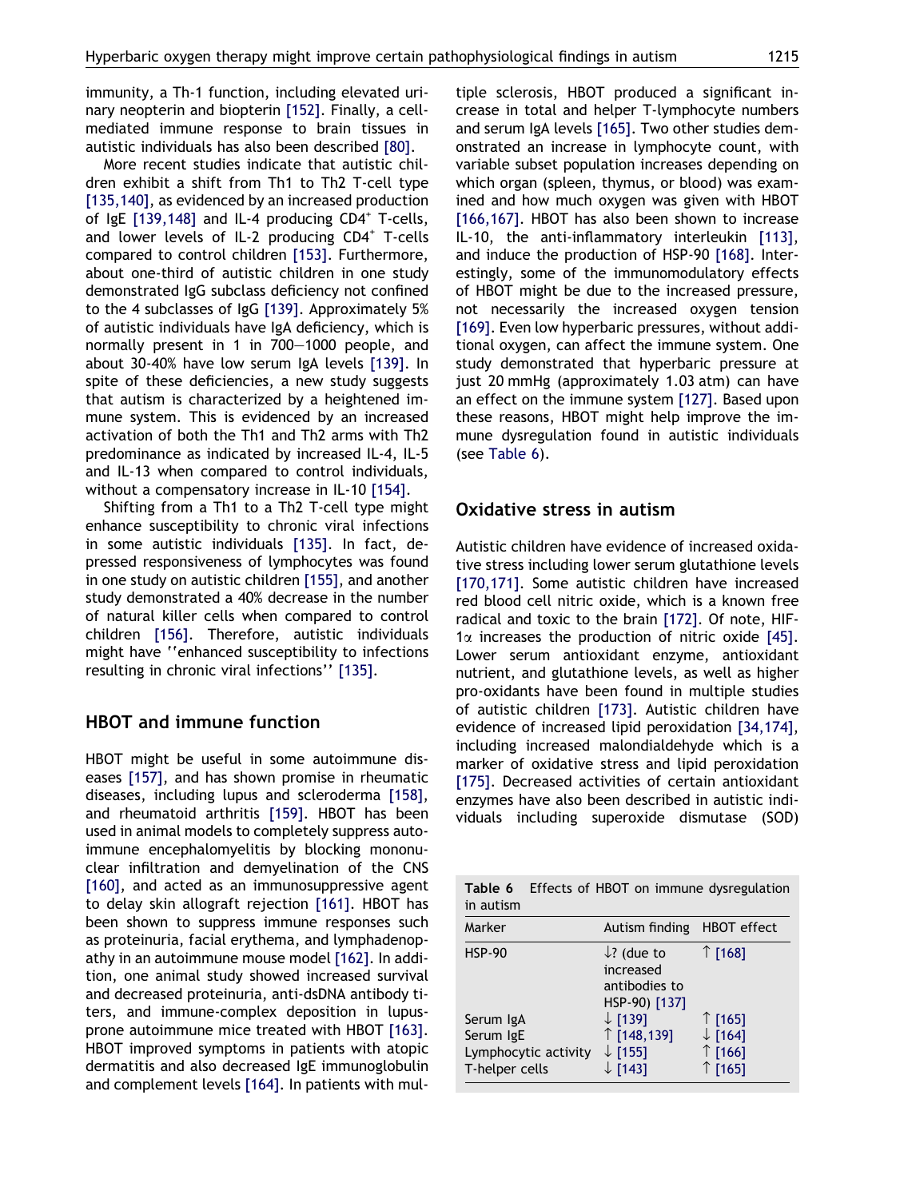immunity, a Th-1 function, including elevated urinary neopterin and biopterin [152]. Finally, a cell-mediated immune response to brain tissues in autistic individuals has also been described [80].

More recent studies indicate that autistic children exhibit a shift from Th1 to Th2 T-cell type [135,140], as evidenced by an increased production of IgE [139,148] and IL-4 producing $CD4^+$ T-cells, and lower levels of IL-2 producing $CD4^+$ T-cells compared to control children [153]. Furthermore, about one-third of autistic children in one study demonstrated IgG subclass deficiency not confined to the 4 subclasses of IgG [139]. Approximately 5% of autistic individuals have IgA deficiency, which is normally present in 1 in 700–1000 people, and about 30-40% have low serum IgA levels [139]. In spite of these deficiencies, a new study suggests that autism is characterized by a heightened immune system. This is evidenced by an increased activation of both the Th1 and Th2 arms with Th2 predominance as indicated by increased IL-4, IL-5 and IL-13 when compared to control individuals, without a compensatory increase in IL-10 [154].

Shifting from a Th1 to a Th2 T-cell type might enhance susceptibility to chronic viral infections in some autistic individuals [135]. In fact, depressed responsiveness of lymphocytes was found in one study on autistic children [155], and another study demonstrated a 40% decrease in the number of natural killer cells when compared to control children [156]. Therefore, autistic individuals might have ''enhanced susceptibility to infections resulting in chronic viral infections'' [135].

## HBOT and immune function

HBOT might be useful in some autoimmune diseases [157], and has shown promise in rheumatic diseases, including lupus and scleroderma [158], and rheumatoid arthritis [159]. HBOT has been used in animal models to completely suppress autoimmune encephalomyelitis by blocking mononuclear infiltration and demyelination of the CNS [160], and acted as an immunosuppressive agent to delay skin allograft rejection [161]. HBOT has been shown to suppress immune responses such as proteinuria, facial erythema, and lymphadenopathy in an autoimmune mouse model [162]. In addition, one animal study showed increased survival and decreased proteinuria, anti-dsDNA antibody titers, and immune-complex deposition in lupus-prone autoimmune mice treated with HBOT [163]. HBOT improved symptoms in patients with atopic dermatitis and also decreased IgE immunoglobulin and complement levels [164]. In patients with multiple sclerosis, HBOT produced a significant increase in total and helper T-lymphocyte numbers and serum IgA levels [165]. Two other studies demonstrated an increase in lymphocyte count, with variable subset population increases depending on which organ (spleen, thymus, or blood) was examined and how much oxygen was given with HBOT [166,167]. HBOT has also been shown to increase IL-10, the anti-inflammatory interleukin [113], and induce the production of HSP-90 [168]. Interestingly, some of the immunomodulatory effects of HBOT might be due to the increased pressure, not necessarily the increased oxygen tension [169]. Even low hyperbaric pressures, without additional oxygen, can affect the immune system. One study demonstrated that hyperbaric pressure at just 20 mmHg (approximately 1.03 atm) can have an effect on the immune system [127]. Based upon these reasons, HBOT might help improve the immune dysregulation found in autistic individuals (see Table 6).

## Oxidative stress in autism

Autistic children have evidence of increased oxidative stress including lower serum glutathione levels [170,171]. Some autistic children have increased red blood cell nitric oxide, which is a known free radical and toxic to the brain [172]. Of note, HIF-1$\alpha$ increases the production of nitric oxide [45]. Lower serum antioxidant enzyme, antioxidant nutrient, and glutathione levels, as well as higher pro-oxidants have been found in multiple studies of autistic children [173]. Autistic children have evidence of increased lipid peroxidation [34,174], including increased malondialdehyde which is a marker of oxidative stress and lipid peroxidation [175]. Decreased activities of certain antioxidant enzymes have also been described in autistic individuals including superoxide dismutase (SOD)

**Table 6** Effects of HBOT on immune dysregulation in autism

| Marker | Autism finding | HBOT effect |
|---|---|---|
| HSP-90 | ↓? (due to increased antibodies to HSP-90) [137] | ↑ [168] |
| Serum IgA | ↓ [139] | ↑ [165] |
| Serum IgE | ↑ [148,139] | ↓ [164] |
| Lymphocytic activity | ↓ [155] | ↑ [166] |
| T-helper cells | ↓ [143] | ↑ [165] |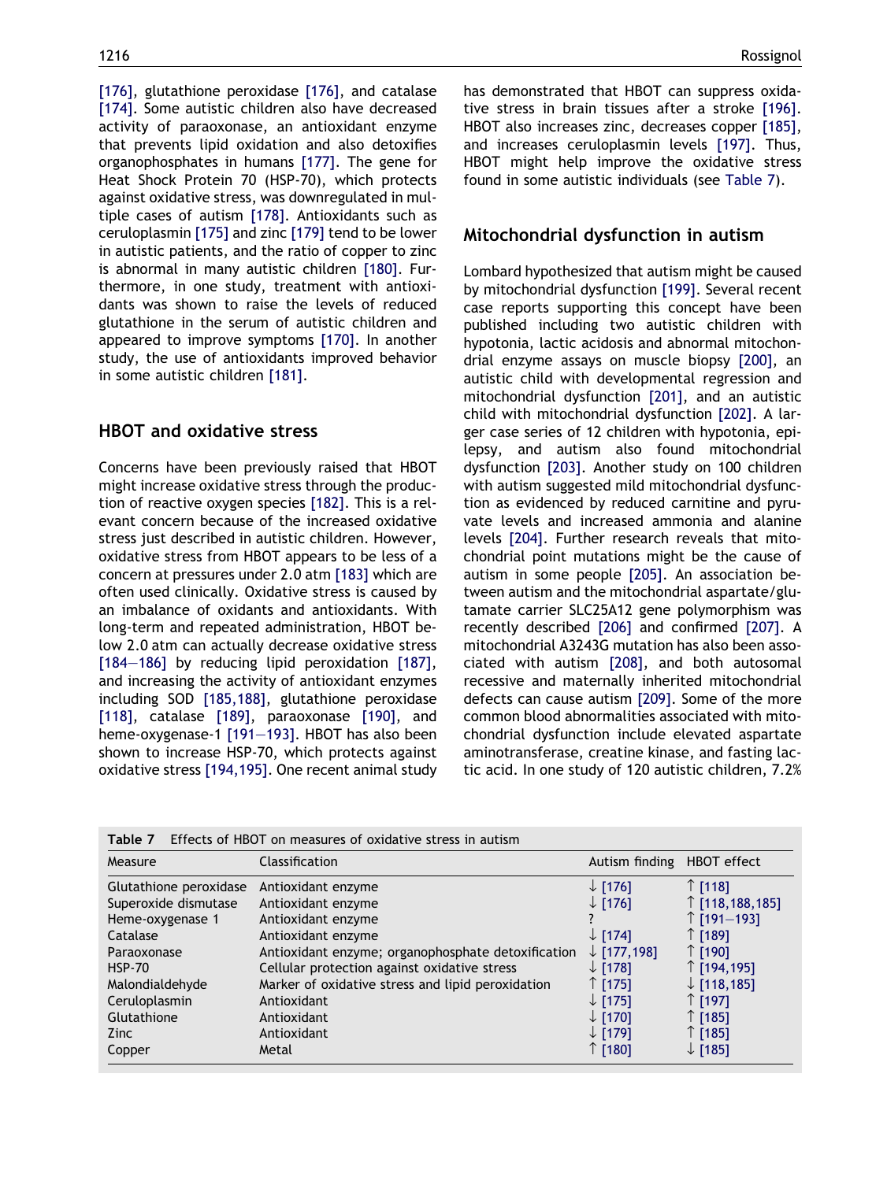[176], glutathione peroxidase [176], and catalase [174]. Some autistic children also have decreased activity of paraoxonase, an antioxidant enzyme that prevents lipid oxidation and also detoxifies organophosphates in humans [177]. The gene for Heat Shock Protein 70 (HSP-70), which protects against oxidative stress, was downregulated in multiple cases of autism [178]. Antioxidants such as ceruloplasmin [175] and zinc [179] tend to be lower in autistic patients, and the ratio of copper to zinc is abnormal in many autistic children [180]. Furthermore, in one study, treatment with antioxidants was shown to raise the levels of reduced glutathione in the serum of autistic children and appeared to improve symptoms [170]. In another study, the use of antioxidants improved behavior in some autistic children [181].

## HBOT and oxidative stress

Concerns have been previously raised that HBOT might increase oxidative stress through the production of reactive oxygen species [182]. This is a relevant concern because of the increased oxidative stress just described in autistic children. However, oxidative stress from HBOT appears to be less of a concern at pressures under 2.0 atm [183] which are often used clinically. Oxidative stress is caused by an imbalance of oxidants and antioxidants. With long-term and repeated administration, HBOT below 2.0 atm can actually decrease oxidative stress [184–186] by reducing lipid peroxidation [187], and increasing the activity of antioxidant enzymes including SOD [185,188], glutathione peroxidase [118], catalase [189], paraoxonase [190], and heme-oxygenase-1 [191–193]. HBOT has also been shown to increase HSP-70, which protects against oxidative stress [194,195]. One recent animal study has demonstrated that HBOT can suppress oxidative stress in brain tissues after a stroke [196]. HBOT also increases zinc, decreases copper [185], and increases ceruloplasmin levels [197]. Thus, HBOT might help improve the oxidative stress found in some autistic individuals (see Table 7).

## Mitochondrial dysfunction in autism

Lombard hypothesized that autism might be caused by mitochondrial dysfunction [199]. Several recent case reports supporting this concept have been published including two autistic children with hypotonia, lactic acidosis and abnormal mitochondrial enzyme assays on muscle biopsy [200], an autistic child with developmental regression and mitochondrial dysfunction [201], and an autistic child with mitochondrial dysfunction [202]. A larger case series of 12 children with hypotonia, epilepsy, and autism also found mitochondrial dysfunction [203]. Another study on 100 children with autism suggested mild mitochondrial dysfunction as evidenced by reduced carnitine and pyruvate levels and increased ammonia and alanine levels [204]. Further research reveals that mitochondrial point mutations might be the cause of autism in some people [205]. An association between autism and the mitochondrial aspartate/glutamate carrier SLC25A12 gene polymorphism was recently described [206] and confirmed [207]. A mitochondrial A3243G mutation has also been associated with autism [208], and both autosomal recessive and maternally inherited mitochondrial defects can cause autism [209]. Some of the more common blood abnormalities associated with mitochondrial dysfunction include elevated aspartate aminotransferase, creatine kinase, and fasting lactic acid. In one study of 120 autistic children, 7.2%

Table 7 Effects of HBOT on measures of oxidative stress in autism

| Measure | Classification | Autism finding | HBOT effect |
|---|---|---|---|
| Glutathione peroxidase | Antioxidant enzyme | ↓ [176] | ↑ [118] |
| Superoxide dismutase | Antioxidant enzyme | ↓ [176] | ↑ [118,188,185] |
| Heme-oxygenase 1 | Antioxidant enzyme | ? | ↑ [191–193] |
| Catalase | Antioxidant enzyme | ↓ [174] | ↑ [189] |
| Paraoxonase | Antioxidant enzyme; organophosphate detoxification | ↓ [177,198] | ↑ [190] |
| HSP-70 | Cellular protection against oxidative stress | ↓ [178] | ↑ [194,195] |
| Malondialdehyde | Marker of oxidative stress and lipid peroxidation | ↑ [175] | ↓ [118,185] |
| Ceruloplasmin | Antioxidant | ↓ [175] | ↑ [197] |
| Glutathione | Antioxidant | ↓ [170] | ↑ [185] |
| Zinc | Antioxidant | ↓ [179] | ↑ [185] |
| Copper | Metal | ↑ [180] | ↓ [185] |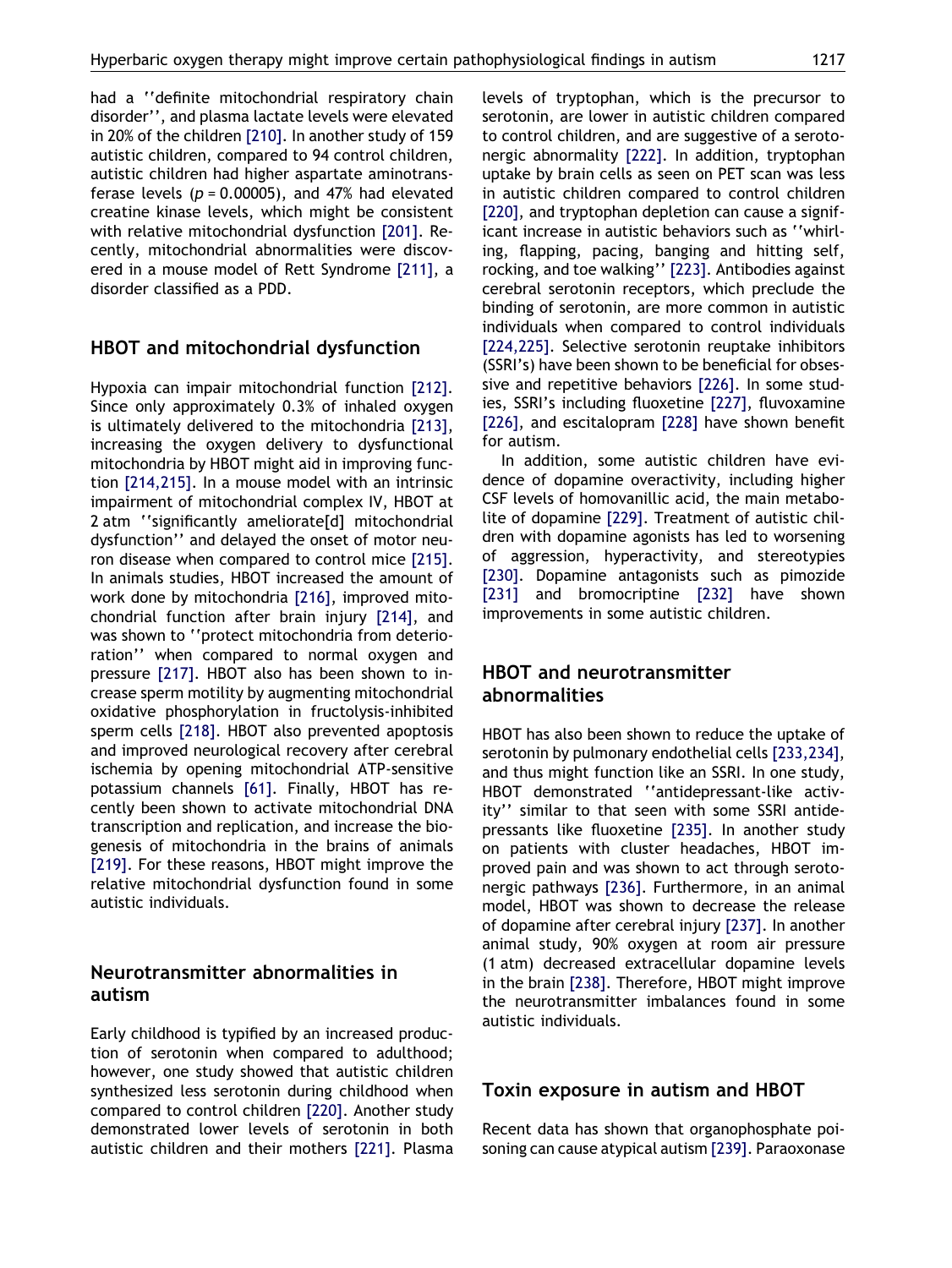had a ''definite mitochondrial respiratory chain disorder'', and plasma lactate levels were elevated in 20% of the children [210]. In another study of 159 autistic children, compared to 94 control children, autistic children had higher aspartate aminotransferase levels ($p = 0.00005$), and 47% had elevated creatine kinase levels, which might be consistent with relative mitochondrial dysfunction [201]. Recently, mitochondrial abnormalities were discovered in a mouse model of Rett Syndrome [211], a disorder classified as a PDD.

## HBOT and mitochondrial dysfunction

Hypoxia can impair mitochondrial function [212]. Since only approximately 0.3% of inhaled oxygen is ultimately delivered to the mitochondria [213], increasing the oxygen delivery to dysfunctional mitochondria by HBOT might aid in improving function [214,215]. In a mouse model with an intrinsic impairment of mitochondrial complex IV, HBOT at 2 atm ''significantly ameliorate[d] mitochondrial dysfunction'' and delayed the onset of motor neuron disease when compared to control mice [215]. In animals studies, HBOT increased the amount of work done by mitochondria [216], improved mitochondrial function after brain injury [214], and was shown to ''protect mitochondria from deterioration'' when compared to normal oxygen and pressure [217]. HBOT also has been shown to increase sperm motility by augmenting mitochondrial oxidative phosphorylation in fructolysis-inhibited sperm cells [218]. HBOT also prevented apoptosis and improved neurological recovery after cerebral ischemia by opening mitochondrial ATP-sensitive potassium channels [61]. Finally, HBOT has recently been shown to activate mitochondrial DNA transcription and replication, and increase the biogenesis of mitochondria in the brains of animals [219]. For these reasons, HBOT might improve the relative mitochondrial dysfunction found in some autistic individuals.

## Neurotransmitter abnormalities in autism

Early childhood is typified by an increased production of serotonin when compared to adulthood; however, one study showed that autistic children synthesized less serotonin during childhood when compared to control children [220]. Another study demonstrated lower levels of serotonin in both autistic children and their mothers [221]. Plasma levels of tryptophan, which is the precursor to serotonin, are lower in autistic children compared to control children, and are suggestive of a serotonergic abnormality [222]. In addition, tryptophan uptake by brain cells as seen on PET scan was less in autistic children compared to control children [220], and tryptophan depletion can cause a significant increase in autistic behaviors such as ''whirling, flapping, pacing, banging and hitting self, rocking, and toe walking'' [223]. Antibodies against cerebral serotonin receptors, which preclude the binding of serotonin, are more common in autistic individuals when compared to control individuals [224,225]. Selective serotonin reuptake inhibitors (SSRI's) have been shown to be beneficial for obsessive and repetitive behaviors [226]. In some studies, SSRI's including fluoxetine [227], fluvoxamine [226], and escitalopram [228] have shown benefit for autism.

In addition, some autistic children have evidence of dopamine overactivity, including higher CSF levels of homovanillic acid, the main metabolite of dopamine [229]. Treatment of autistic children with dopamine agonists has led to worsening of aggression, hyperactivity, and stereotypies [230]. Dopamine antagonists such as pimozide [231] and bromocriptine [232] have shown improvements in some autistic children.

## HBOT and neurotransmitter abnormalities

HBOT has also been shown to reduce the uptake of serotonin by pulmonary endothelial cells [233,234], and thus might function like an SSRI. In one study, HBOT demonstrated ''antidepressant-like activity'' similar to that seen with some SSRI antidepressants like fluoxetine [235]. In another study on patients with cluster headaches, HBOT improved pain and was shown to act through serotonergic pathways [236]. Furthermore, in an animal model, HBOT was shown to decrease the release of dopamine after cerebral injury [237]. In another animal study, 90% oxygen at room air pressure (1 atm) decreased extracellular dopamine levels in the brain [238]. Therefore, HBOT might improve the neurotransmitter imbalances found in some autistic individuals.

## Toxin exposure in autism and HBOT

Recent data has shown that organophosphate poisoning can cause atypical autism [239]. Paraoxonase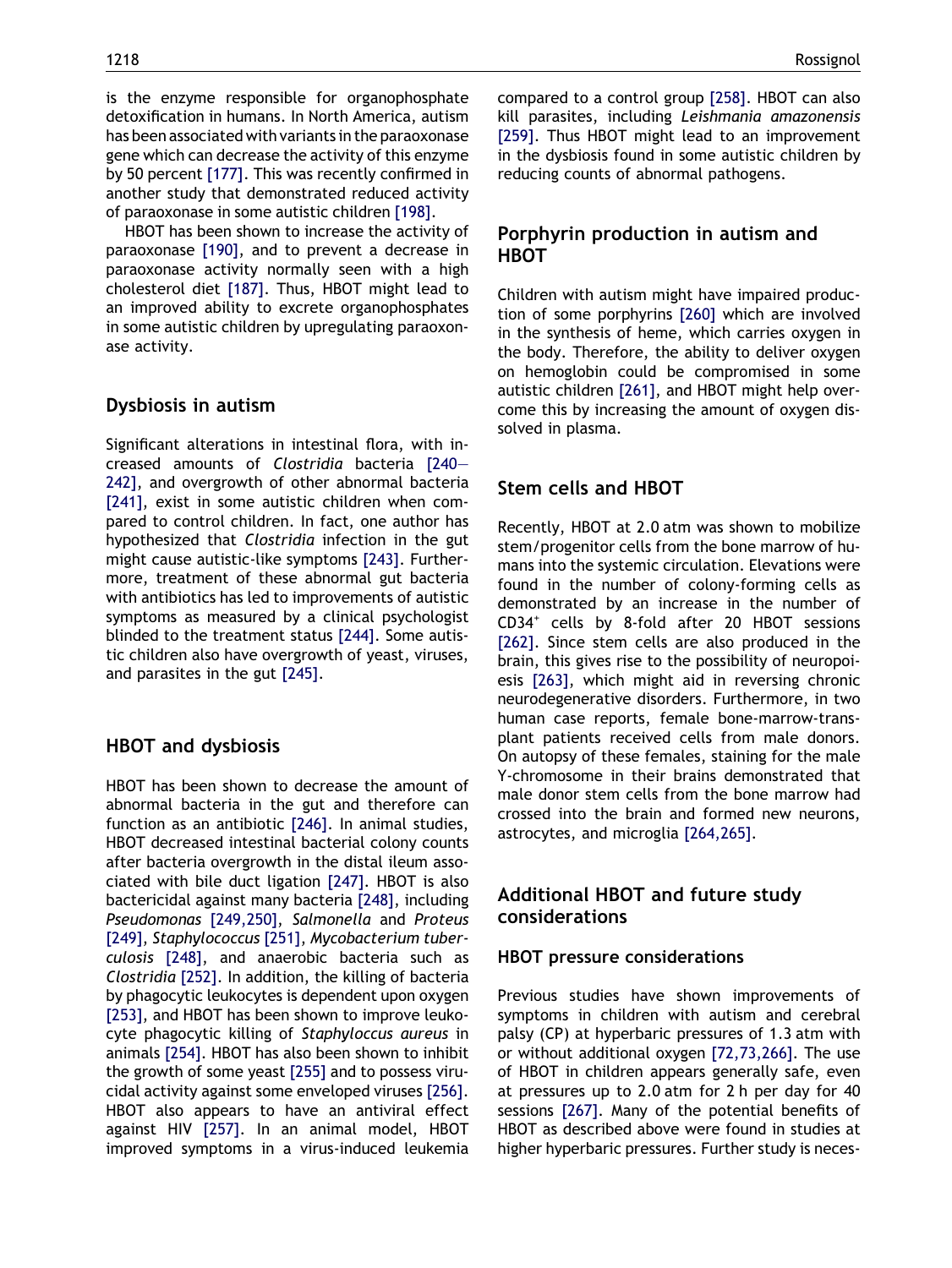is the enzyme responsible for organophosphate detoxification in humans. In North America, autism has been associated with variants in the paraoxonase gene which can decrease the activity of this enzyme by 50 percent [177]. This was recently confirmed in another study that demonstrated reduced activity of paraoxonase in some autistic children [198].

HBOT has been shown to increase the activity of paraoxonase [190], and to prevent a decrease in paraoxonase activity normally seen with a high cholesterol diet [187]. Thus, HBOT might lead to an improved ability to excrete organophosphates in some autistic children by upregulating paraoxonase activity.

## Dysbiosis in autism

Significant alterations in intestinal flora, with increased amounts of *Clostridia* bacteria [240—242], and overgrowth of other abnormal bacteria [241], exist in some autistic children when compared to control children. In fact, one author has hypothesized that *Clostridia* infection in the gut might cause autistic-like symptoms [243]. Furthermore, treatment of these abnormal gut bacteria with antibiotics has led to improvements of autistic symptoms as measured by a clinical psychologist blinded to the treatment status [244]. Some autistic children also have overgrowth of yeast, viruses, and parasites in the gut [245].

## HBOT and dysbiosis

HBOT has been shown to decrease the amount of abnormal bacteria in the gut and therefore can function as an antibiotic [246]. In animal studies, HBOT decreased intestinal bacterial colony counts after bacteria overgrowth in the distal ileum associated with bile duct ligation [247]. HBOT is also bactericidal against many bacteria [248], including *Pseudomonas* [249,250], *Salmonella* and *Proteus* [249], *Staphylococcus* [251], *Mycobacterium tuberculosis* [248], and anaerobic bacteria such as *Clostridia* [252]. In addition, the killing of bacteria by phagocytic leukocytes is dependent upon oxygen [253], and HBOT has been shown to improve leukocyte phagocytic killing of *Staphyloccus aureus* in animals [254]. HBOT has also been shown to inhibit the growth of some yeast [255] and to possess virucidal activity against some enveloped viruses [256]. HBOT also appears to have an antiviral effect against HIV [257]. In an animal model, HBOT improved symptoms in a virus-induced leukemia compared to a control group [258]. HBOT can also kill parasites, including *Leishmania amazonensis* [259]. Thus HBOT might lead to an improvement in the dysbiosis found in some autistic children by reducing counts of abnormal pathogens.

## Porphyrin production in autism and HBOT

Children with autism might have impaired production of some porphyrins [260] which are involved in the synthesis of heme, which carries oxygen in the body. Therefore, the ability to deliver oxygen on hemoglobin could be compromised in some autistic children [261], and HBOT might help overcome this by increasing the amount of oxygen dissolved in plasma.

## Stem cells and HBOT

Recently, HBOT at 2.0 atm was shown to mobilize stem/progenitor cells from the bone marrow of humans into the systemic circulation. Elevations were found in the number of colony-forming cells as demonstrated by an increase in the number of $CD34^{+}$ cells by 8-fold after 20 HBOT sessions [262]. Since stem cells are also produced in the brain, this gives rise to the possibility of neuropoiesis [263], which might aid in reversing chronic neurodegenerative disorders. Furthermore, in two human case reports, female bone-marrow-transplant patients received cells from male donors. On autopsy of these females, staining for the male Y-chromosome in their brains demonstrated that male donor stem cells from the bone marrow had crossed into the brain and formed new neurons, astrocytes, and microglia [264,265].

## Additional HBOT and future study considerations

### HBOT pressure considerations

Previous studies have shown improvements of symptoms in children with autism and cerebral palsy (CP) at hyperbaric pressures of 1.3 atm with or without additional oxygen [72,73,266]. The use of HBOT in children appears generally safe, even at pressures up to 2.0 atm for 2 h per day for 40 sessions [267]. Many of the potential benefits of HBOT as described above were found in studies at higher hyperbaric pressures. Further study is neces-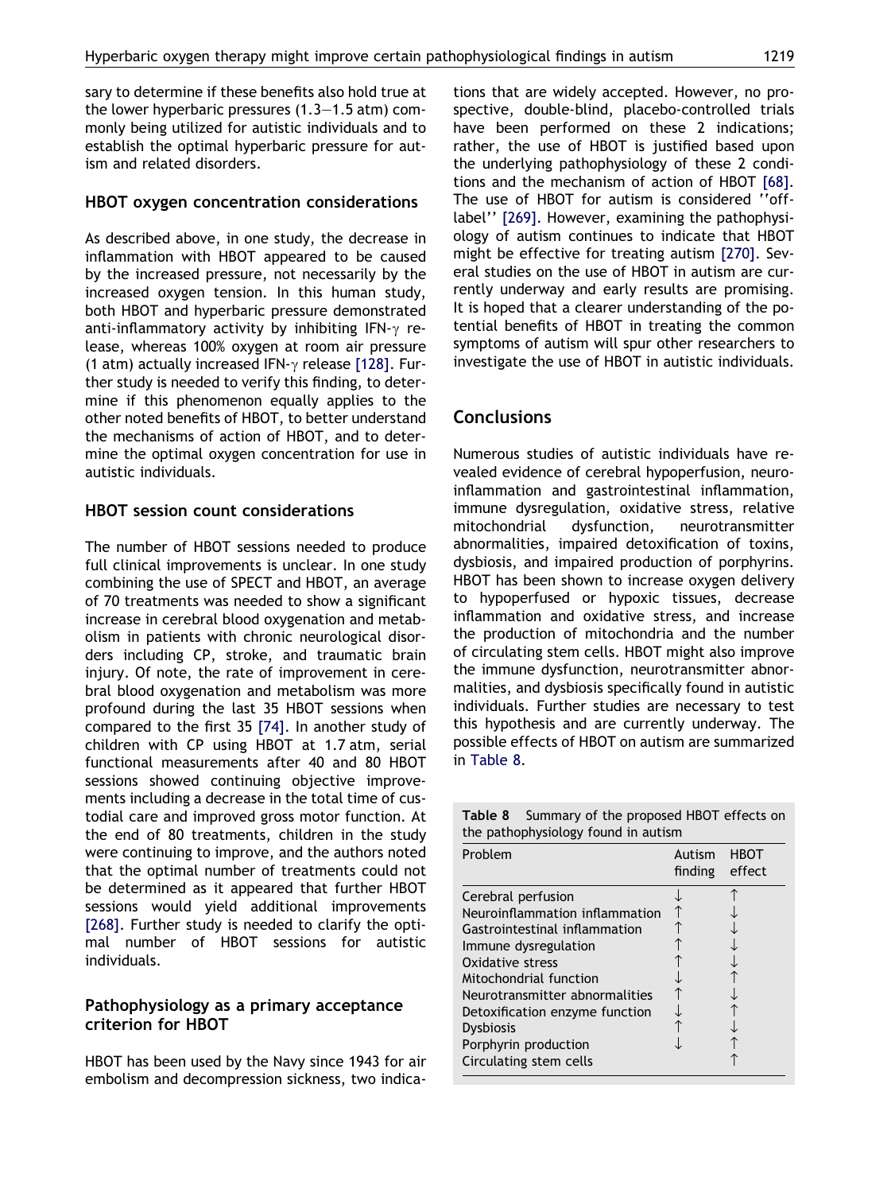sary to determine if these benefits also hold true at the lower hyperbaric pressures (1.3—1.5 atm) commonly being utilized for autistic individuals and to establish the optimal hyperbaric pressure for autism and related disorders.

### HBOT oxygen concentration considerations

As described above, in one study, the decrease in inflammation with HBOT appeared to be caused by the increased pressure, not necessarily by the increased oxygen tension. In this human study, both HBOT and hyperbaric pressure demonstrated anti-inflammatory activity by inhibiting IFN-$\gamma$ release, whereas 100% oxygen at room air pressure (1 atm) actually increased IFN-$\gamma$ release [128]. Further study is needed to verify this finding, to determine if this phenomenon equally applies to the other noted benefits of HBOT, to better understand the mechanisms of action of HBOT, and to determine the optimal oxygen concentration for use in autistic individuals.

### HBOT session count considerations

The number of HBOT sessions needed to produce full clinical improvements is unclear. In one study combining the use of SPECT and HBOT, an average of 70 treatments was needed to show a significant increase in cerebral blood oxygenation and metabolism in patients with chronic neurological disorders including CP, stroke, and traumatic brain injury. Of note, the rate of improvement in cerebral blood oxygenation and metabolism was more profound during the last 35 HBOT sessions when compared to the first 35 [74]. In another study of children with CP using HBOT at 1.7 atm, serial functional measurements after 40 and 80 HBOT sessions showed continuing objective improvements including a decrease in the total time of custodial care and improved gross motor function. At the end of 80 treatments, children in the study were continuing to improve, and the authors noted that the optimal number of treatments could not be determined as it appeared that further HBOT sessions would yield additional improvements [268]. Further study is needed to clarify the optimal number of HBOT sessions for autistic individuals.

### Pathophysiology as a primary acceptance criterion for HBOT

HBOT has been used by the Navy since 1943 for air embolism and decompression sickness, two indications that are widely accepted. However, no prospective, double-blind, placebo-controlled trials have been performed on these 2 indications; rather, the use of HBOT is justified based upon the underlying pathophysiology of these 2 conditions and the mechanism of action of HBOT [68]. The use of HBOT for autism is considered ''off-label'' [269]. However, examining the pathophysiology of autism continues to indicate that HBOT might be effective for treating autism [270]. Several studies on the use of HBOT in autism are currently underway and early results are promising. It is hoped that a clearer understanding of the potential benefits of HBOT in treating the common symptoms of autism will spur other researchers to investigate the use of HBOT in autistic individuals.

## Conclusions

Numerous studies of autistic individuals have revealed evidence of cerebral hypoperfusion, neuroinflammation and gastrointestinal inflammation, immune dysregulation, oxidative stress, relative mitochondrial dysfunction, neurotransmitter abnormalities, impaired detoxification of toxins, dysbiosis, and impaired production of porphyrins. HBOT has been shown to increase oxygen delivery to hypoperfused or hypoxic tissues, decrease inflammation and oxidative stress, and increase the production of mitochondria and the number of circulating stem cells. HBOT might also improve the immune dysfunction, neurotransmitter abnormalities, and dysbiosis specifically found in autistic individuals. Further studies are necessary to test this hypothesis and are currently underway. The possible effects of HBOT on autism are summarized in Table 8.

**Table 8** Summary of the proposed HBOT effects on the pathophysiology found in autism

| Problem | Autism finding | HBOT effect |
|---|---|---|
| Cerebral perfusion | ↓ | ↑ |
| Neuroinflammation inflammation | ↑ | ↓ |
| Gastrointestinal inflammation | ↑ | ↓ |
| Immune dysregulation | ↑ | ↓ |
| Oxidative stress | ↑ | ↓ |
| Mitochondrial function | ↓ | ↑ |
| Neurotransmitter abnormalities | ↑ | ↓ |
| Detoxification enzyme function | ↓ | ↑ |
| Dysbiosis | ↑ | ↓ |
| Porphyrin production | ↓ | ↑ |
| Circulating stem cells | | ↑ |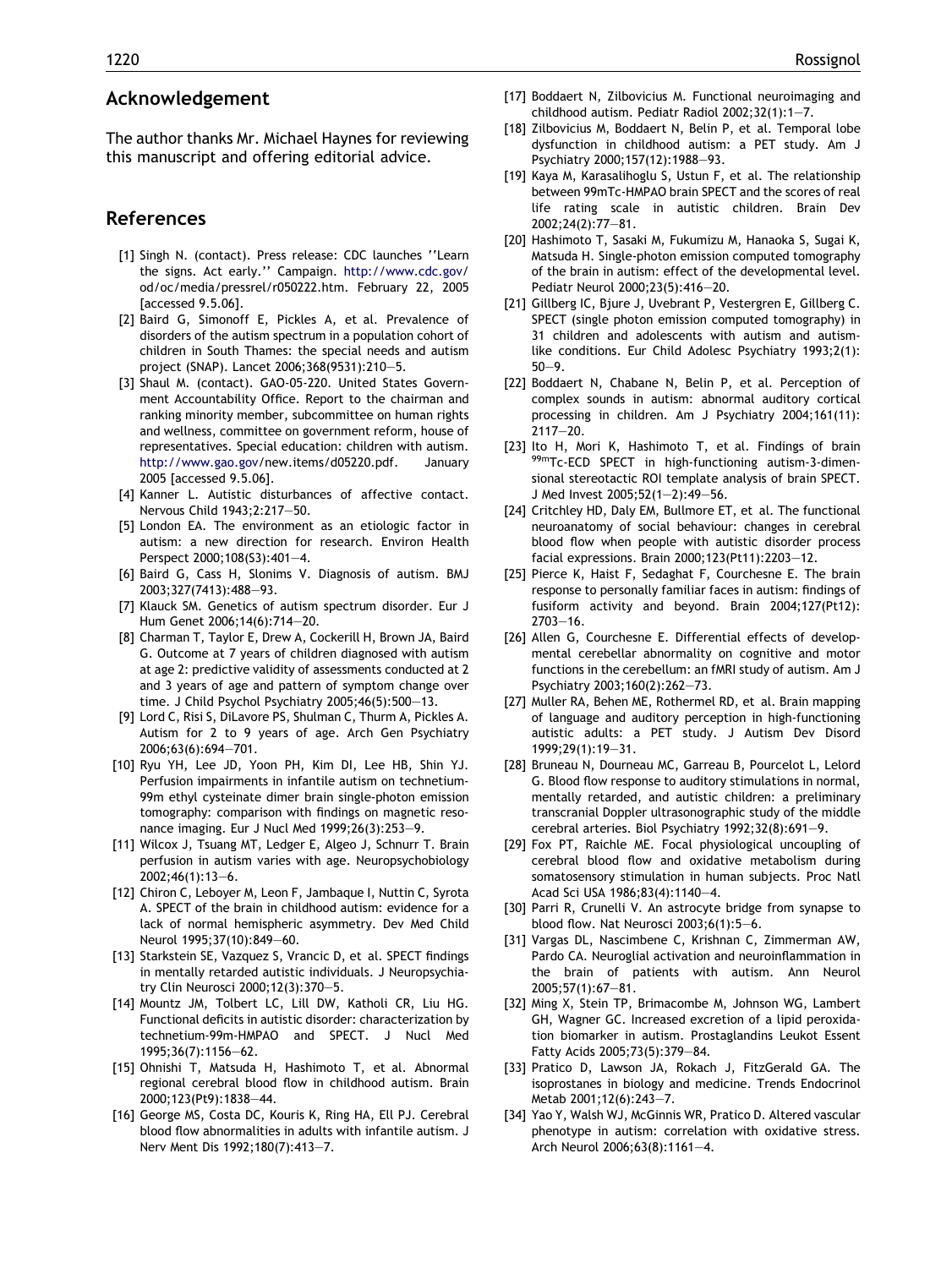## Acknowledgement

The author thanks Mr. Michael Haynes for reviewing this manuscript and offering editorial advice.

## References

[1] Singh N. (contact). Press release: CDC launches ''Learn the signs. Act early.'' Campaign. http://www.cdc.gov/od/oc/media/pressrel/r050222.htm. February 22, 2005 [accessed 9.5.06].

[2] Baird G, Simonoff E, Pickles A, et al. Prevalence of disorders of the autism spectrum in a population cohort of children in South Thames: the special needs and autism project (SNAP). Lancet 2006;368(9531):210—5.

[3] Shaul M. (contact). GAO-05-220. United States Government Accountability Office. Report to the chairman and ranking minority member, subcommittee on human rights and wellness, committee on government reform, house of representatives. Special education: children with autism. http://www.gao.gov/new.items/d05220.pdf. January 2005 [accessed 9.5.06].

[4] Kanner L. Autistic disturbances of affective contact. Nervous Child 1943;2:217—50.

[5] London EA. The environment as an etiologic factor in autism: a new direction for research. Environ Health Perspect 2000;108(S3):401—4.

[6] Baird G, Cass H, Slonims V. Diagnosis of autism. BMJ 2003;327(7413):488—93.

[7] Klauck SM. Genetics of autism spectrum disorder. Eur J Hum Genet 2006;14(6):714—20.

[8] Charman T, Taylor E, Drew A, Cockerill H, Brown JA, Baird G. Outcome at 7 years of children diagnosed with autism at age 2: predictive validity of assessments conducted at 2 and 3 years of age and pattern of symptom change over time. J Child Psychol Psychiatry 2005;46(5):500—13.

[9] Lord C, Risi S, DiLavore PS, Shulman C, Thurm A, Pickles A. Autism for 2 to 9 years of age. Arch Gen Psychiatry 2006;63(6):694—701.

[10] Ryu YH, Lee JD, Yoon PH, Kim DI, Lee HB, Shin YJ. Perfusion impairments in infantile autism on technetium-99m ethyl cysteinate dimer brain single-photon emission tomography: comparison with findings on magnetic resonance imaging. Eur J Nucl Med 1999;26(3):253—9.

[11] Wilcox J, Tsuang MT, Ledger E, Algeo J, Schnurr T. Brain perfusion in autism varies with age. Neuropsychobiology 2002;46(1):13—6.

[12] Chiron C, Leboyer M, Leon F, Jambaque I, Nuttin C, Syrota A. SPECT of the brain in childhood autism: evidence for a lack of normal hemispheric asymmetry. Dev Med Child Neurol 1995;37(10):849—60.

[13] Starkstein SE, Vazquez S, Vrancic D, et al. SPECT findings in mentally retarded autistic individuals. J Neuropsychiatry Clin Neurosci 2000;12(3):370—5.

[14] Mountz JM, Tolbert LC, Lill DW, Katholi CR, Liu HG. Functional deficits in autistic disorder: characterization by technetium-99m-HMPAO and SPECT. J Nucl Med 1995;36(7):1156—62.

[15] Ohnishi T, Matsuda H, Hashimoto T, et al. Abnormal regional cerebral blood flow in childhood autism. Brain 2000;123(Pt9):1838—44.

[16] George MS, Costa DC, Kouris K, Ring HA, Ell PJ. Cerebral blood flow abnormalities in adults with infantile autism. J Nerv Ment Dis 1992;180(7):413—7.

[17] Boddaert N, Zilbovicius M. Functional neuroimaging and childhood autism. Pediatr Radiol 2002;32(1):1—7.

[18] Zilbovicius M, Boddaert N, Belin P, et al. Temporal lobe dysfunction in childhood autism: a PET study. Am J Psychiatry 2000;157(12):1988—93.

[19] Kaya M, Karasalihoglu S, Ustun F, et al. The relationship between 99mTc-HMPAO brain SPECT and the scores of real life rating scale in autistic children. Brain Dev 2002;24(2):77—81.

[20] Hashimoto T, Sasaki M, Fukumizu M, Hanaoka S, Sugai K, Matsuda H. Single-photon emission computed tomography of the brain in autism: effect of the developmental level. Pediatr Neurol 2000;23(5):416—20.

[21] Gillberg IC, Bjure J, Uvebrant P, Vestergren E, Gillberg C. SPECT (single photon emission computed tomography) in 31 children and adolescents with autism and autism-like conditions. Eur Child Adolesc Psychiatry 1993;2(1):50—9.

[22] Boddaert N, Chabane N, Belin P, et al. Perception of complex sounds in autism: abnormal auditory cortical processing in children. Am J Psychiatry 2004;161(11):2117—20.

[23] Ito H, Mori K, Hashimoto T, et al. Findings of brain $^{99m}$Tc-ECD SPECT in high-functioning autism-3-dimensional stereotactic ROI template analysis of brain SPECT. J Med Invest 2005;52(1—2):49—56.

[24] Critchley HD, Daly EM, Bullmore ET, et al. The functional neuroanatomy of social behaviour: changes in cerebral blood flow when people with autistic disorder process facial expressions. Brain 2000;123(Pt11):2203—12.

[25] Pierce K, Haist F, Sedaghat F, Courchesne E. The brain response to personally familiar faces in autism: findings of fusiform activity and beyond. Brain 2004;127(Pt12):2703—16.

[26] Allen G, Courchesne E. Differential effects of developmental cerebellar abnormality on cognitive and motor functions in the cerebellum: an fMRI study of autism. Am J Psychiatry 2003;160(2):262—73.

[27] Muller RA, Behen ME, Rothermel RD, et al. Brain mapping of language and auditory perception in high-functioning autistic adults: a PET study. J Autism Dev Disord 1999;29(1):19—31.

[28] Bruneau N, Dourneau MC, Garreau B, Pourcelot L, Lelord G. Blood flow response to auditory stimulations in normal, mentally retarded, and autistic children: a preliminary transcranial Doppler ultrasonographic study of the middle cerebral arteries. Biol Psychiatry 1992;32(8):691—9.

[29] Fox PT, Raichle ME. Focal physiological uncoupling of cerebral blood flow and oxidative metabolism during somatosensory stimulation in human subjects. Proc Natl Acad Sci USA 1986;83(4):1140—4.

[30] Parri R, Crunelli V. An astrocyte bridge from synapse to blood flow. Nat Neurosci 2003;6(1):5—6.

[31] Vargas DL, Nascimbene C, Krishnan C, Zimmerman AW, Pardo CA. Neuroglial activation and neuroinflammation in the brain of patients with autism. Ann Neurol 2005;57(1):67—81.

[32] Ming X, Stein TP, Brimacombe M, Johnson WG, Lambert GH, Wagner GC. Increased excretion of a lipid peroxidation biomarker in autism. Prostaglandins Leukot Essent Fatty Acids 2005;73(5):379—84.

[33] Pratico D, Lawson JA, Rokach J, FitzGerald GA. The isoprostanes in biology and medicine. Trends Endocrinol Metab 2001;12(6):243—7.

[34] Yao Y, Walsh WJ, McGinnis WR, Pratico D. Altered vascular phenotype in autism: correlation with oxidative stress. Arch Neurol 2006;63(8):1161—4.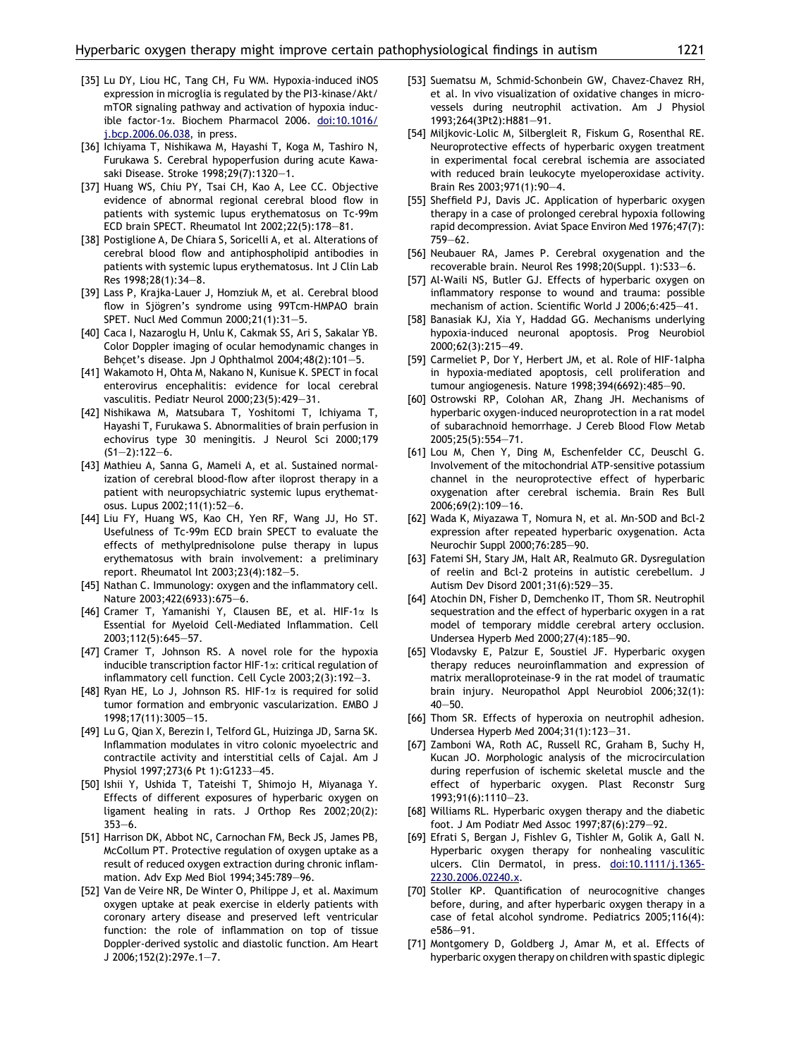[35] Lu DY, Liou HC, Tang CH, Fu WM. Hypoxia-induced iNOS expression in microglia is regulated by the PI3-kinase/Akt/mTOR signaling pathway and activation of hypoxia inducible factor-1α. Biochem Pharmacol 2006. doi:10.1016/j.bcp.2006.06.038, in press.

[36] Ichiyama T, Nishikawa M, Hayashi T, Koga M, Tashiro N, Furukawa S. Cerebral hypoperfusion during acute Kawasaki Disease. Stroke 1998;29(7):1320—1.

[37] Huang WS, Chiu PY, Tsai CH, Kao A, Lee CC. Objective evidence of abnormal regional cerebral blood flow in patients with systemic lupus erythematosus on Tc-99m ECD brain SPECT. Rheumatol Int 2002;22(5):178—81.

[38] Postiglione A, De Chiara S, Soricelli A, et al. Alterations of cerebral blood flow and antiphospholipid antibodies in patients with systemic lupus erythematosus. Int J Clin Lab Res 1998;28(1):34—8.

[39] Lass P, Krajka-Lauer J, Homziuk M, et al. Cerebral blood flow in Sjögren's syndrome using 99Tcm-HMPAO brain SPET. Nucl Med Commun 2000;21(1):31—5.

[40] Caca I, Nazaroglu H, Unlu K, Cakmak SS, Ari S, Sakalar YB. Color Doppler imaging of ocular hemodynamic changes in Behçet's disease. Jpn J Ophthalmol 2004;48(2):101—5.

[41] Wakamoto H, Ohta M, Nakano N, Kunisue K. SPECT in focal enterovirus encephalitis: evidence for local cerebral vasculitis. Pediatr Neurol 2000;23(5):429—31.

[42] Nishikawa M, Matsubara T, Yoshitomi T, Ichiyama T, Hayashi T, Furukawa S. Abnormalities of brain perfusion in echovirus type 30 meningitis. J Neurol Sci 2000;179 (S1—2):122—6.

[43] Mathieu A, Sanna G, Mameli A, et al. Sustained normalization of cerebral blood-flow after iloprost therapy in a patient with neuropsychiatric systemic lupus erythematosus. Lupus 2002;11(1):52—6.

[44] Liu FY, Huang WS, Kao CH, Yen RF, Wang JJ, Ho ST. Usefulness of Tc-99m ECD brain SPECT to evaluate the effects of methylprednisolone pulse therapy in lupus erythematosus with brain involvement: a preliminary report. Rheumatol Int 2003;23(4):182—5.

[45] Nathan C. Immunology: oxygen and the inflammatory cell. Nature 2003;422(6933):675—6.

[46] Cramer T, Yamanishi Y, Clausen BE, et al. HIF-1α Is Essential for Myeloid Cell-Mediated Inflammation. Cell 2003;112(5):645—57.

[47] Cramer T, Johnson RS. A novel role for the hypoxia inducible transcription factor HIF-1α: critical regulation of inflammatory cell function. Cell Cycle 2003;2(3):192—3.

[48] Ryan HE, Lo J, Johnson RS. HIF-1α is required for solid tumor formation and embryonic vascularization. EMBO J 1998;17(11):3005—15.

[49] Lu G, Qian X, Berezin I, Telford GL, Huizinga JD, Sarna SK. Inflammation modulates in vitro colonic myoelectric and contractile activity and interstitial cells of Cajal. Am J Physiol 1997;273(6 Pt 1):G1233—45.

[50] Ishii Y, Ushida T, Tateishi T, Shimojo H, Miyanaga Y. Effects of different exposures of hyperbaric oxygen on ligament healing in rats. J Orthop Res 2002;20(2): 353—6.

[51] Harrison DK, Abbot NC, Carnochan FM, Beck JS, James PB, McCollum PT. Protective regulation of oxygen uptake as a result of reduced oxygen extraction during chronic inflammation. Adv Exp Med Biol 1994;345:789—96.

[52] Van de Veire NR, De Winter O, Philippe J, et al. Maximum oxygen uptake at peak exercise in elderly patients with coronary artery disease and preserved left ventricular function: the role of inflammation on top of tissue Doppler-derived systolic and diastolic function. Am Heart J 2006;152(2):297e.1—7.

[53] Suematsu M, Schmid-Schonbein GW, Chavez-Chavez RH, et al. In vivo visualization of oxidative changes in microvessels during neutrophil activation. Am J Physiol 1993;264(3Pt2):H881—91.

[54] Miljkovic-Lolic M, Silbergleit R, Fiskum G, Rosenthal RE. Neuroprotective effects of hyperbaric oxygen treatment in experimental focal cerebral ischemia are associated with reduced brain leukocyte myeloperoxidase activity. Brain Res 2003;971(1):90—4.

[55] Sheffield PJ, Davis JC. Application of hyperbaric oxygen therapy in a case of prolonged cerebral hypoxia following rapid decompression. Aviat Space Environ Med 1976;47(7): 759—62.

[56] Neubauer RA, James P. Cerebral oxygenation and the recoverable brain. Neurol Res 1998;20(Suppl. 1):S33—6.

[57] Al-Waili NS, Butler GJ. Effects of hyperbaric oxygen on inflammatory response to wound and trauma: possible mechanism of action. Scientific World J 2006;6:425—41.

[58] Banasiak KJ, Xia Y, Haddad GG. Mechanisms underlying hypoxia-induced neuronal apoptosis. Prog Neurobiol 2000;62(3):215—49.

[59] Carmeliet P, Dor Y, Herbert JM, et al. Role of HIF-1alpha in hypoxia-mediated apoptosis, cell proliferation and tumour angiogenesis. Nature 1998;394(6692):485—90.

[60] Ostrowski RP, Colohan AR, Zhang JH. Mechanisms of hyperbaric oxygen-induced neuroprotection in a rat model of subarachnoid hemorrhage. J Cereb Blood Flow Metab 2005;25(5):554—71.

[61] Lou M, Chen Y, Ding M, Eschenfelder CC, Deuschl G. Involvement of the mitochondrial ATP-sensitive potassium channel in the neuroprotective effect of hyperbaric oxygenation after cerebral ischemia. Brain Res Bull 2006;69(2):109—16.

[62] Wada K, Miyazawa T, Nomura N, et al. Mn-SOD and Bcl-2 expression after repeated hyperbaric oxygenation. Acta Neurochir Suppl 2000;76:285—90.

[63] Fatemi SH, Stary JM, Halt AR, Realmuto GR. Dysregulation of reelin and Bcl-2 proteins in autistic cerebellum. J Autism Dev Disord 2001;31(6):529—35.

[64] Atochin DN, Fisher D, Demchenko IT, Thom SR. Neutrophil sequestration and the effect of hyperbaric oxygen in a rat model of temporary middle cerebral artery occlusion. Undersea Hyperb Med 2000;27(4):185—90.

[65] Vlodavsky E, Palzur E, Soustiel JF. Hyperbaric oxygen therapy reduces neuroinflammation and expression of matrix meralloproteinase-9 in the rat model of traumatic brain injury. Neuropathol Appl Neurobiol 2006;32(1): 40—50.

[66] Thom SR. Effects of hyperoxia on neutrophil adhesion. Undersea Hyperb Med 2004;31(1):123—31.

[67] Zamboni WA, Roth AC, Russell RC, Graham B, Suchy H, Kucan JO. Morphologic analysis of the microcirculation during reperfusion of ischemic skeletal muscle and the effect of hyperbaric oxygen. Plast Reconstr Surg 1993;91(6):1110—23.

[68] Williams RL. Hyperbaric oxygen therapy and the diabetic foot. J Am Podiatr Med Assoc 1997;87(6):279—92.

[69] Efrati S, Bergan J, Fishlev G, Tishler M, Golik A, Gall N. Hyperbaric oxygen therapy for nonhealing vasculitic ulcers. Clin Dermatol, in press. doi:10.1111/j.1365-2230.2006.02240.x.

[70] Stoller KP. Quantification of neurocognitive changes before, during, and after hyperbaric oxygen therapy in a case of fetal alcohol syndrome. Pediatrics 2005;116(4): e586—91.

[71] Montgomery D, Goldberg J, Amar M, et al. Effects of hyperbaric oxygen therapy on children with spastic diplegic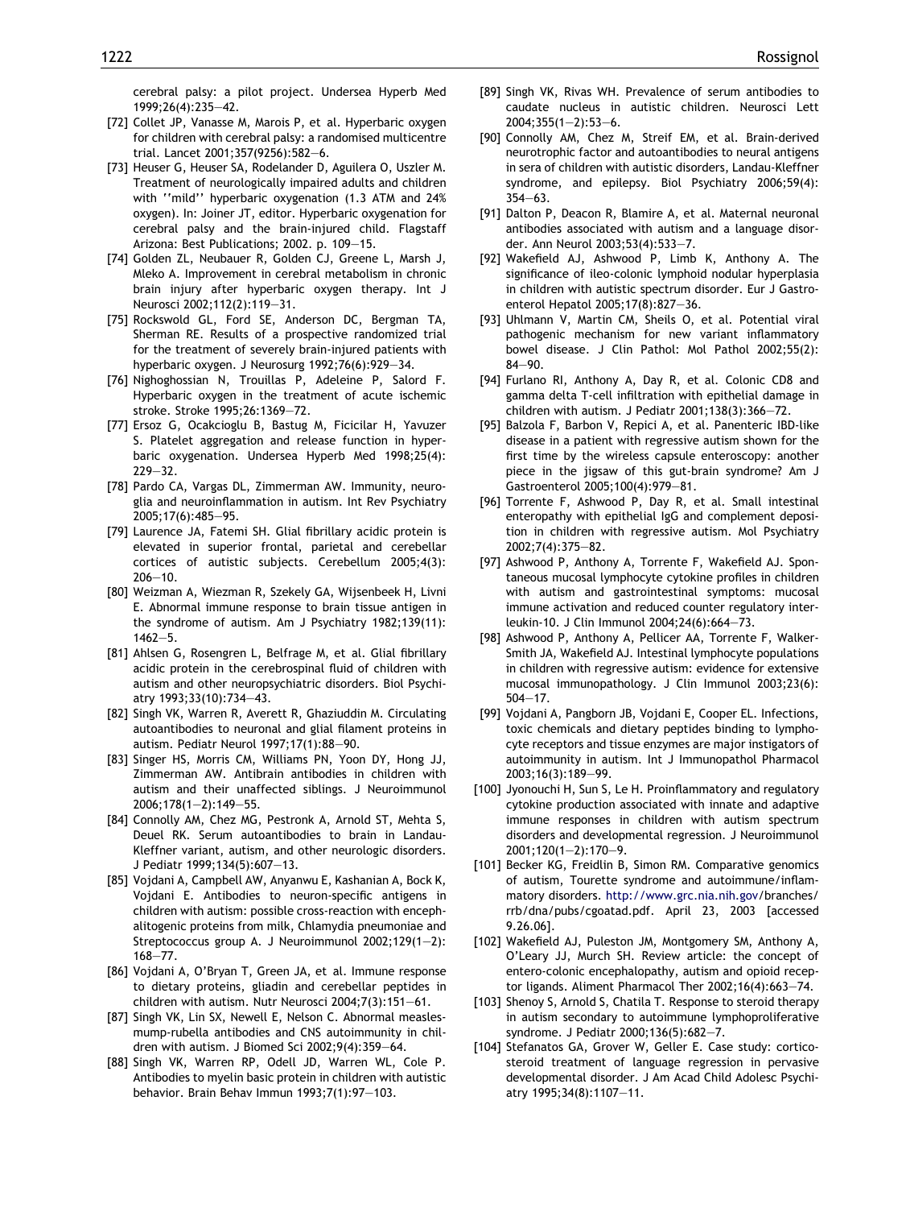cerebral palsy: a pilot project. Undersea Hyperb Med 1999;26(4):235—42.

[72] Collet JP, Vanasse M, Marois P, et al. Hyperbaric oxygen for children with cerebral palsy: a randomised multicentre trial. Lancet 2001;357(9256):582—6.

[73] Heuser G, Heuser SA, Rodelander D, Aguilera O, Uszler M. Treatment of neurologically impaired adults and children with ''mild'' hyperbaric oxygenation (1.3 ATM and 24% oxygen). In: Joiner JT, editor. Hyperbaric oxygenation for cerebral palsy and the brain-injured child. Flagstaff Arizona: Best Publications; 2002. p. 109—15.

[74] Golden ZL, Neubauer R, Golden CJ, Greene L, Marsh J, Mleko A. Improvement in cerebral metabolism in chronic brain injury after hyperbaric oxygen therapy. Int J Neurosci 2002;112(2):119—31.

[75] Rockswold GL, Ford SE, Anderson DC, Bergman TA, Sherman RE. Results of a prospective randomized trial for the treatment of severely brain-injured patients with hyperbaric oxygen. J Neurosurg 1992;76(6):929—34.

[76] Nighoghossian N, Trouillas P, Adeleine P, Salord F. Hyperbaric oxygen in the treatment of acute ischemic stroke. Stroke 1995;26:1369—72.

[77] Ersoz G, Ocakcioglu B, Bastug M, Ficicilar H, Yavuzer S. Platelet aggregation and release function in hyperbaric oxygenation. Undersea Hyperb Med 1998;25(4):229—32.

[78] Pardo CA, Vargas DL, Zimmerman AW. Immunity, neuroglia and neuroinflammation in autism. Int Rev Psychiatry 2005;17(6):485—95.

[79] Laurence JA, Fatemi SH. Glial fibrillary acidic protein is elevated in superior frontal, parietal and cerebellar cortices of autistic subjects. Cerebellum 2005;4(3):206—10.

[80] Weizman A, Wiezman R, Szekely GA, Wijsenbeek H, Livni E. Abnormal immune response to brain tissue antigen in the syndrome of autism. Am J Psychiatry 1982;139(11):1462—5.

[81] Ahlsen G, Rosengren L, Belfrage M, et al. Glial fibrillary acidic protein in the cerebrospinal fluid of children with autism and other neuropsychiatric disorders. Biol Psychiatry 1993;33(10):734—43.

[82] Singh VK, Warren R, Averett R, Ghaziuddin M. Circulating autoantibodies to neuronal and glial filament proteins in autism. Pediatr Neurol 1997;17(1):88—90.

[83] Singer HS, Morris CM, Williams PN, Yoon DY, Hong JJ, Zimmerman AW. Antibrain antibodies in children with autism and their unaffected siblings. J Neuroimmunol 2006;178(1—2):149—55.

[84] Connolly AM, Chez MG, Pestronk A, Arnold ST, Mehta S, Deuel RK. Serum autoantibodies to brain in Landau-Kleffner variant, autism, and other neurologic disorders. J Pediatr 1999;134(5):607—13.

[85] Vojdani A, Campbell AW, Anyanwu E, Kashanian A, Bock K, Vojdani E. Antibodies to neuron-specific antigens in children with autism: possible cross-reaction with encephalitogenic proteins from milk, Chlamydia pneumoniae and Streptococcus group A. J Neuroimmunol 2002;129(1—2):168—77.

[86] Vojdani A, O'Bryan T, Green JA, et al. Immune response to dietary proteins, gliadin and cerebellar peptides in children with autism. Nutr Neurosci 2004;7(3):151—61.

[87] Singh VK, Lin SX, Newell E, Nelson C. Abnormal measles-mump-rubella antibodies and CNS autoimmunity in children with autism. J Biomed Sci 2002;9(4):359—64.

[88] Singh VK, Warren RP, Odell JD, Warren WL, Cole P. Antibodies to myelin basic protein in children with autistic behavior. Brain Behav Immun 1993;7(1):97—103.

[89] Singh VK, Rivas WH. Prevalence of serum antibodies to caudate nucleus in autistic children. Neurosci Lett 2004;355(1—2):53—6.

[90] Connolly AM, Chez M, Streif EM, et al. Brain-derived neurotrophic factor and autoantibodies to neural antigens in sera of children with autistic disorders, Landau-Kleffner syndrome, and epilepsy. Biol Psychiatry 2006;59(4):354—63.

[91] Dalton P, Deacon R, Blamire A, et al. Maternal neuronal antibodies associated with autism and a language disorder. Ann Neurol 2003;53(4):533—7.

[92] Wakefield AJ, Ashwood P, Limb K, Anthony A. The significance of ileo-colonic lymphoid nodular hyperplasia in children with autistic spectrum disorder. Eur J Gastroenterol Hepatol 2005;17(8):827—36.

[93] Uhlmann V, Martin CM, Sheils O, et al. Potential viral pathogenic mechanism for new variant inflammatory bowel disease. J Clin Pathol: Mol Pathol 2002;55(2):84—90.

[94] Furlano RI, Anthony A, Day R, et al. Colonic CD8 and gamma delta T-cell infiltration with epithelial damage in children with autism. J Pediatr 2001;138(3):366—72.

[95] Balzola F, Barbon V, Repici A, et al. Panenteric IBD-like disease in a patient with regressive autism shown for the first time by the wireless capsule enteroscopy: another piece in the jigsaw of this gut-brain syndrome? Am J Gastroenterol 2005;100(4):979—81.

[96] Torrente F, Ashwood P, Day R, et al. Small intestinal enteropathy with epithelial IgG and complement deposition in children with regressive autism. Mol Psychiatry 2002;7(4):375—82.

[97] Ashwood P, Anthony A, Torrente F, Wakefield AJ. Spontaneous mucosal lymphocyte cytokine profiles in children with autism and gastrointestinal symptoms: mucosal immune activation and reduced counter regulatory interleukin-10. J Clin Immunol 2004;24(6):664—73.

[98] Ashwood P, Anthony A, Pellicer AA, Torrente F, Walker-Smith JA, Wakefield AJ. Intestinal lymphocyte populations in children with regressive autism: evidence for extensive mucosal immunopathology. J Clin Immunol 2003;23(6):504—17.

[99] Vojdani A, Pangborn JB, Vojdani E, Cooper EL. Infections, toxic chemicals and dietary peptides binding to lymphocyte receptors and tissue enzymes are major instigators of autoimmunity in autism. Int J Immunopathol Pharmacol 2003;16(3):189—99.

[100] Jyonouchi H, Sun S, Le H. Proinflammatory and regulatory cytokine production associated with innate and adaptive immune responses in children with autism spectrum disorders and developmental regression. J Neuroimmunol 2001;120(1—2):170—9.

[101] Becker KG, Freidlin B, Simon RM. Comparative genomics of autism, Tourette syndrome and autoimmune/inflammatory disorders. http://www.grc.nia.nih.gov/branches/rrb/dna/pubs/cgoatad.pdf. April 23, 2003 [accessed 9.26.06].

[102] Wakefield AJ, Puleston JM, Montgomery SM, Anthony A, O'Leary JJ, Murch SH. Review article: the concept of entero-colonic encephalopathy, autism and opioid receptor ligands. Aliment Pharmacol Ther 2002;16(4):663—74.

[103] Shenoy S, Arnold S, Chatila T. Response to steroid therapy in autism secondary to autoimmune lymphoproliferative syndrome. J Pediatr 2000;136(5):682—7.

[104] Stefanatos GA, Grover W, Geller E. Case study: corticosteroid treatment of language regression in pervasive developmental disorder. J Am Acad Child Adolesc Psychiatry 1995;34(8):1107—11.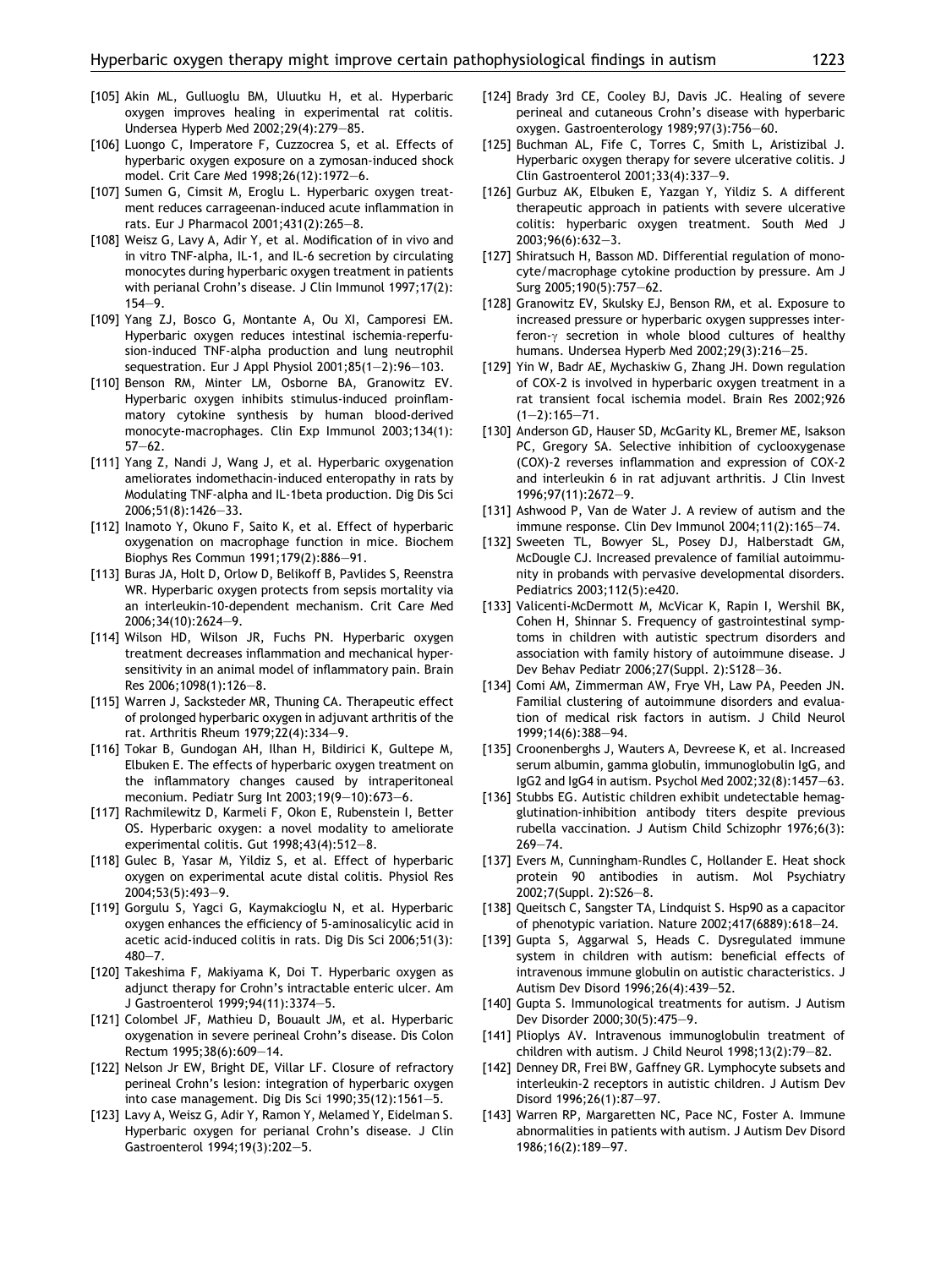[105] Akin ML, Gulluoglu BM, Uluutku H, et al. Hyperbaric oxygen improves healing in experimental rat colitis. Undersea Hyperb Med 2002;29(4):279–85.

[106] Luongo C, Imperatore F, Cuzzocrea S, et al. Effects of hyperbaric oxygen exposure on a zymosan-induced shock model. Crit Care Med 1998;26(12):1972–6.

[107] Sumen G, Cimsit M, Eroglu L. Hyperbaric oxygen treatment reduces carrageenan-induced acute inflammation in rats. Eur J Pharmacol 2001;431(2):265–8.

[108] Weisz G, Lavy A, Adir Y, et al. Modification of in vivo and in vitro TNF-alpha, IL-1, and IL-6 secretion by circulating monocytes during hyperbaric oxygen treatment in patients with perianal Crohn's disease. J Clin Immunol 1997;17(2): 154–9.

[109] Yang ZJ, Bosco G, Montante A, Ou XI, Camporesi EM. Hyperbaric oxygen reduces intestinal ischemia-reperfusion-induced TNF-alpha production and lung neutrophil sequestration. Eur J Appl Physiol 2001;85(1–2):96–103.

[110] Benson RM, Minter LM, Osborne BA, Granowitz EV. Hyperbaric oxygen inhibits stimulus-induced proinflammatory cytokine synthesis by human blood-derived monocyte-macrophages. Clin Exp Immunol 2003;134(1): 57–62.

[111] Yang Z, Nandi J, Wang J, et al. Hyperbaric oxygenation ameliorates indomethacin-induced enteropathy in rats by Modulating TNF-alpha and IL-1beta production. Dig Dis Sci 2006;51(8):1426–33.

[112] Inamoto Y, Okuno F, Saito K, et al. Effect of hyperbaric oxygenation on macrophage function in mice. Biochem Biophys Res Commun 1991;179(2):886–91.

[113] Buras JA, Holt D, Orlow D, Belikoff B, Pavlides S, Reenstra WR. Hyperbaric oxygen protects from sepsis mortality via an interleukin-10-dependent mechanism. Crit Care Med 2006;34(10):2624–9.

[114] Wilson HD, Wilson JR, Fuchs PN. Hyperbaric oxygen treatment decreases inflammation and mechanical hypersensitivity in an animal model of inflammatory pain. Brain Res 2006;1098(1):126–8.

[115] Warren J, Sacksteder MR, Thuning CA. Therapeutic effect of prolonged hyperbaric oxygen in adjuvant arthritis of the rat. Arthritis Rheum 1979;22(4):334–9.

[116] Tokar B, Gundogan AH, Ilhan H, Bildirici K, Gultepe M, Elbuken E. The effects of hyperbaric oxygen treatment on the inflammatory changes caused by intraperitoneal meconium. Pediatr Surg Int 2003;19(9–10):673–6.

[117] Rachmilewitz D, Karmeli F, Okon E, Rubenstein I, Better OS. Hyperbaric oxygen: a novel modality to ameliorate experimental colitis. Gut 1998;43(4):512–8.

[118] Gulec B, Yasar M, Yildiz S, et al. Effect of hyperbaric oxygen on experimental acute distal colitis. Physiol Res 2004;53(5):493–9.

[119] Gorgulu S, Yagci G, Kaymakcioglu N, et al. Hyperbaric oxygen enhances the efficiency of 5-aminosalicylic acid in acetic acid-induced colitis in rats. Dig Dis Sci 2006;51(3): 480–7.

[120] Takeshima F, Makiyama K, Doi T. Hyperbaric oxygen as adjunct therapy for Crohn's intractable enteric ulcer. Am J Gastroenterol 1999;94(11):3374–5.

[121] Colombel JF, Mathieu D, Bouault JM, et al. Hyperbaric oxygenation in severe perineal Crohn's disease. Dis Colon Rectum 1995;38(6):609–14.

[122] Nelson Jr EW, Bright DE, Villar LF. Closure of refractory perineal Crohn's lesion: integration of hyperbaric oxygen into case management. Dig Dis Sci 1990;35(12):1561–5.

[123] Lavy A, Weisz G, Adir Y, Ramon Y, Melamed Y, Eidelman S. Hyperbaric oxygen for perianal Crohn's disease. J Clin Gastroenterol 1994;19(3):202–5.

[124] Brady 3rd CE, Cooley BJ, Davis JC. Healing of severe perineal and cutaneous Crohn's disease with hyperbaric oxygen. Gastroenterology 1989;97(3):756–60.

[125] Buchman AL, Fife C, Torres C, Smith L, Aristizibal J. Hyperbaric oxygen therapy for severe ulcerative colitis. J Clin Gastroenterol 2001;33(4):337–9.

[126] Gurbuz AK, Elbuken E, Yazgan Y, Yildiz S. A different therapeutic approach in patients with severe ulcerative colitis: hyperbaric oxygen treatment. South Med J 2003;96(6):632–3.

[127] Shiratsuch H, Basson MD. Differential regulation of monocyte/macrophage cytokine production by pressure. Am J Surg 2005;190(5):757–62.

[128] Granowitz EV, Skulsky EJ, Benson RM, et al. Exposure to increased pressure or hyperbaric oxygen suppresses interferon-$\gamma$ secretion in whole blood cultures of healthy humans. Undersea Hyperb Med 2002;29(3):216–25.

[129] Yin W, Badr AE, Mychaskiw G, Zhang JH. Down regulation of COX-2 is involved in hyperbaric oxygen treatment in a rat transient focal ischemia model. Brain Res 2002;926 (1–2):165–71.

[130] Anderson GD, Hauser SD, McGarity KL, Bremer ME, Isakson PC, Gregory SA. Selective inhibition of cyclooxygenase (COX)-2 reverses inflammation and expression of COX-2 and interleukin 6 in rat adjuvant arthritis. J Clin Invest 1996;97(11):2672–9.

[131] Ashwood P, Van de Water J. A review of autism and the immune response. Clin Dev Immunol 2004;11(2):165–74.

[132] Sweeten TL, Bowyer SL, Posey DJ, Halberstadt GM, McDougle CJ. Increased prevalence of familial autoimmunity in probands with pervasive developmental disorders. Pediatrics 2003;112(5):e420.

[133] Valicenti-McDermott M, McVicar K, Rapin I, Wershil BK, Cohen H, Shinnar S. Frequency of gastrointestinal symptoms in children with autistic spectrum disorders and association with family history of autoimmune disease. J Dev Behav Pediatr 2006;27(Suppl. 2):S128–36.

[134] Comi AM, Zimmerman AW, Frye VH, Law PA, Peeden JN. Familial clustering of autoimmune disorders and evaluation of medical risk factors in autism. J Child Neurol 1999;14(6):388–94.

[135] Croonenberghs J, Wauters A, Devreese K, et al. Increased serum albumin, gamma globulin, immunoglobulin IgG, and IgG2 and IgG4 in autism. Psychol Med 2002;32(8):1457–63.

[136] Stubbs EG. Autistic children exhibit undetectable hemagglutination-inhibition antibody titers despite previous rubella vaccination. J Autism Child Schizophr 1976;6(3): 269–74.

[137] Evers M, Cunningham-Rundles C, Hollander E. Heat shock protein 90 antibodies in autism. Mol Psychiatry 2002;7(Suppl. 2):S26–8.

[138] Queitsch C, Sangster TA, Lindquist S. Hsp90 as a capacitor of phenotypic variation. Nature 2002;417(6889):618–24.

[139] Gupta S, Aggarwal S, Heads C. Dysregulated immune system in children with autism: beneficial effects of intravenous immune globulin on autistic characteristics. J Autism Dev Disord 1996;26(4):439–52.

[140] Gupta S. Immunological treatments for autism. J Autism Dev Disorder 2000;30(5):475–9.

[141] Plioplys AV. Intravenous immunoglobulin treatment of children with autism. J Child Neurol 1998;13(2):79–82.

[142] Denney DR, Frei BW, Gaffney GR. Lymphocyte subsets and interleukin-2 receptors in autistic children. J Autism Dev Disord 1996;26(1):87–97.

[143] Warren RP, Margaretten NC, Pace NC, Foster A. Immune abnormalities in patients with autism. J Autism Dev Disord 1986;16(2):189–97.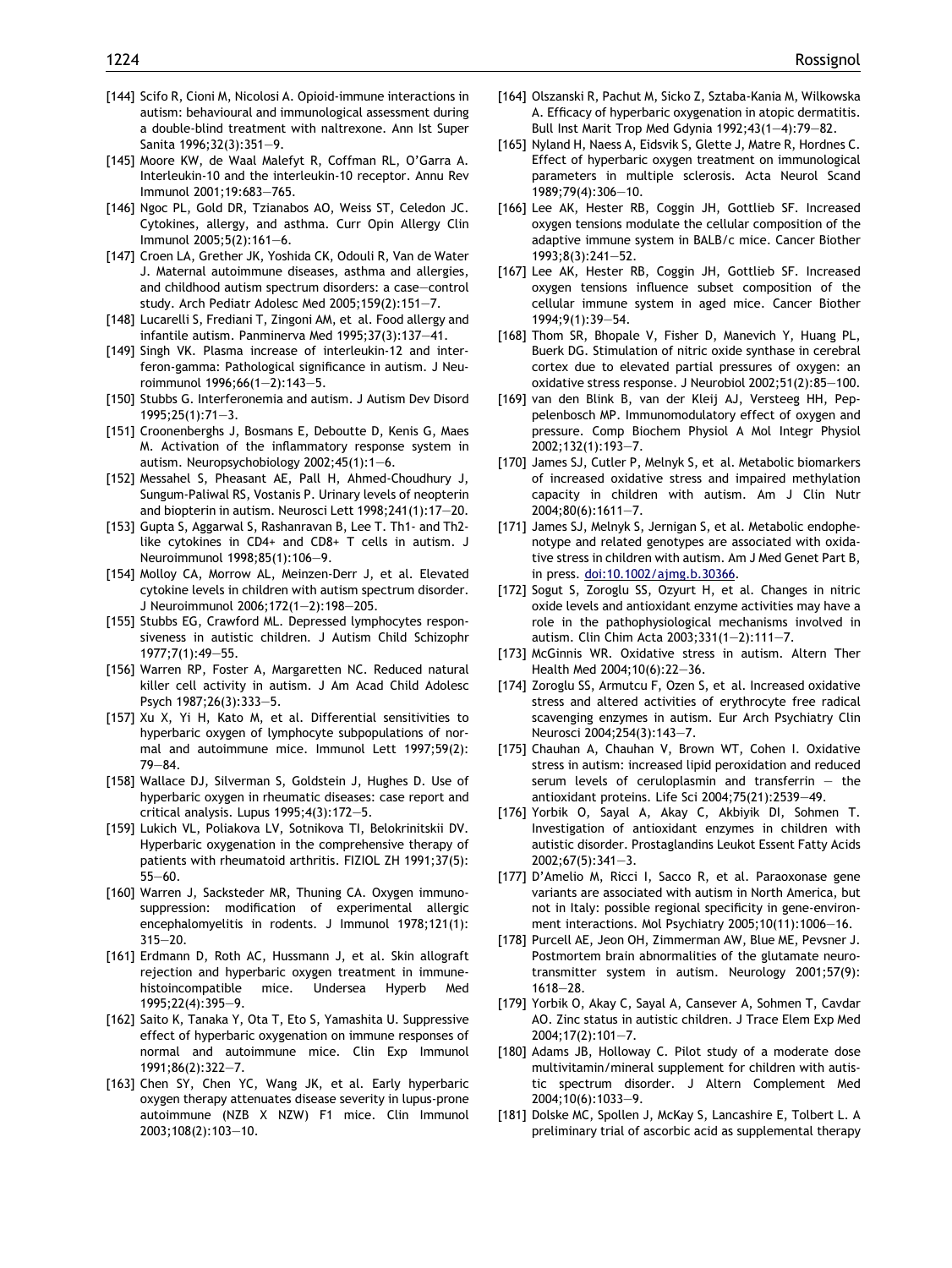[144] Scifo R, Cioni M, Nicolosi A. Opioid-immune interactions in autism: behavioural and immunological assessment during a double-blind treatment with naltrexone. Ann Ist Super Sanita 1996;32(3):351—9.

[145] Moore KW, de Waal Malefyt R, Coffman RL, O'Garra A. Interleukin-10 and the interleukin-10 receptor. Annu Rev Immunol 2001;19:683—765.

[146] Ngoc PL, Gold DR, Tzianabos AO, Weiss ST, Celedon JC. Cytokines, allergy, and asthma. Curr Opin Allergy Clin Immunol 2005;5(2):161—6.

[147] Croen LA, Grether JK, Yoshida CK, Odouli R, Van de Water J. Maternal autoimmune diseases, asthma and allergies, and childhood autism spectrum disorders: a case—control study. Arch Pediatr Adolesc Med 2005;159(2):151—7.

[148] Lucarelli S, Frediani T, Zingoni AM, et al. Food allergy and infantile autism. Panminerva Med 1995;37(3):137—41.

[149] Singh VK. Plasma increase of interleukin-12 and interferon-gamma: Pathological significance in autism. J Neuroimmunol 1996;66(1—2):143—5.

[150] Stubbs G. Interferonemia and autism. J Autism Dev Disord 1995;25(1):71—3.

[151] Croonenberghs J, Bosmans E, Deboutte D, Kenis G, Maes M. Activation of the inflammatory response system in autism. Neuropsychobiology 2002;45(1):1—6.

[152] Messahel S, Pheasant AE, Pall H, Ahmed-Choudhury J, Sungum-Paliwal RS, Vostanis P. Urinary levels of neopterin and biopterin in autism. Neurosci Lett 1998;241(1):17—20.

[153] Gupta S, Aggarwal S, Rashanravan B, Lee T. Th1- and Th2-like cytokines in CD4+ and CD8+ T cells in autism. J Neuroimmunol 1998;85(1):106—9.

[154] Molloy CA, Morrow AL, Meinzen-Derr J, et al. Elevated cytokine levels in children with autism spectrum disorder. J Neuroimmunol 2006;172(1—2):198—205.

[155] Stubbs EG, Crawford ML. Depressed lymphocytes responsiveness in autistic children. J Autism Child Schizophr 1977;7(1):49—55.

[156] Warren RP, Foster A, Margaretten NC. Reduced natural killer cell activity in autism. J Am Acad Child Adolesc Psych 1987;26(3):333—5.

[157] Xu X, Yi H, Kato M, et al. Differential sensitivities to hyperbaric oxygen of lymphocyte subpopulations of normal and autoimmune mice. Immunol Lett 1997;59(2):79—84.

[158] Wallace DJ, Silverman S, Goldstein J, Hughes D. Use of hyperbaric oxygen in rheumatic diseases: case report and critical analysis. Lupus 1995;4(3):172—5.

[159] Lukich VL, Poliakova LV, Sotnikova TI, Belokrinitskii DV. Hyperbaric oxygenation in the comprehensive therapy of patients with rheumatoid arthritis. FIZIOL ZH 1991;37(5):55—60.

[160] Warren J, Sacksteder MR, Thuning CA. Oxygen immunosuppression: modification of experimental allergic encephalomyelitis in rodents. J Immunol 1978;121(1):315—20.

[161] Erdmann D, Roth AC, Hussmann J, et al. Skin allograft rejection and hyperbaric oxygen treatment in immune-histoincompatible mice. Undersea Hyperb Med 1995;22(4):395—9.

[162] Saito K, Tanaka Y, Ota T, Eto S, Yamashita U. Suppressive effect of hyperbaric oxygenation on immune responses of normal and autoimmune mice. Clin Exp Immunol 1991;86(2):322—7.

[163] Chen SY, Chen YC, Wang JK, et al. Early hyperbaric oxygen therapy attenuates disease severity in lupus-prone autoimmune (NZB X NZW) F1 mice. Clin Immunol 2003;108(2):103—10.

[164] Olszanski R, Pachut M, Sicko Z, Sztaba-Kania M, Wilkowska A. Efficacy of hyperbaric oxygenation in atopic dermatitis. Bull Inst Marit Trop Med Gdynia 1992;43(1—4):79—82.

[165] Nyland H, Naess A, Eidsvik S, Glette J, Matre R, Hordnes C. Effect of hyperbaric oxygen treatment on immunological parameters in multiple sclerosis. Acta Neurol Scand 1989;79(4):306—10.

[166] Lee AK, Hester RB, Coggin JH, Gottlieb SF. Increased oxygen tensions modulate the cellular composition of the adaptive immune system in BALB/c mice. Cancer Biother 1993;8(3):241—52.

[167] Lee AK, Hester RB, Coggin JH, Gottlieb SF. Increased oxygen tensions influence subset composition of the cellular immune system in aged mice. Cancer Biother 1994;9(1):39—54.

[168] Thom SR, Bhopale V, Fisher D, Manevich Y, Huang PL, Buerk DG. Stimulation of nitric oxide synthase in cerebral cortex due to elevated partial pressures of oxygen: an oxidative stress response. J Neurobiol 2002;51(2):85—100.

[169] van den Blink B, van der Kleij AJ, Versteeg HH, Peppelenbosch MP. Immunomodulatory effect of oxygen and pressure. Comp Biochem Physiol A Mol Integr Physiol 2002;132(1):193—7.

[170] James SJ, Cutler P, Melnyk S, et al. Metabolic biomarkers of increased oxidative stress and impaired methylation capacity in children with autism. Am J Clin Nutr 2004;80(6):1611—7.

[171] James SJ, Melnyk S, Jernigan S, et al. Metabolic endophenotype and related genotypes are associated with oxidative stress in children with autism. Am J Med Genet Part B, in press. doi:10.1002/ajmg.b.30366.

[172] Sogut S, Zoroglu SS, Ozyurt H, et al. Changes in nitric oxide levels and antioxidant enzyme activities may have a role in the pathophysiological mechanisms involved in autism. Clin Chim Acta 2003;331(1—2):111—7.

[173] McGinnis WR. Oxidative stress in autism. Altern Ther Health Med 2004;10(6):22—36.

[174] Zoroglu SS, Armutcu F, Ozen S, et al. Increased oxidative stress and altered activities of erythrocyte free radical scavenging enzymes in autism. Eur Arch Psychiatry Clin Neurosci 2004;254(3):143—7.

[175] Chauhan A, Chauhan V, Brown WT, Cohen I. Oxidative stress in autism: increased lipid peroxidation and reduced serum levels of ceruloplasmin and transferrin — the antioxidant proteins. Life Sci 2004;75(21):2539—49.

[176] Yorbik O, Sayal A, Akay C, Akbiyik DI, Sohmen T. Investigation of antioxidant enzymes in children with autistic disorder. Prostaglandins Leukot Essent Fatty Acids 2002;67(5):341—3.

[177] D'Amelio M, Ricci I, Sacco R, et al. Paraoxonase gene variants are associated with autism in North America, but not in Italy: possible regional specificity in gene-environment interactions. Mol Psychiatry 2005;10(11):1006—16.

[178] Purcell AE, Jeon OH, Zimmerman AW, Blue ME, Pevsner J. Postmortem brain abnormalities of the glutamate neurotransmitter system in autism. Neurology 2001;57(9):1618—28.

[179] Yorbik O, Akay C, Sayal A, Cansever A, Sohmen T, Cavdar AO. Zinc status in autistic children. J Trace Elem Exp Med 2004;17(2):101—7.

[180] Adams JB, Holloway C. Pilot study of a moderate dose multivitamin/mineral supplement for children with autistic spectrum disorder. J Altern Complement Med 2004;10(6):1033—9.

[181] Dolske MC, Spollen J, McKay S, Lancashire E, Tolbert L. A preliminary trial of ascorbic acid as supplemental therapy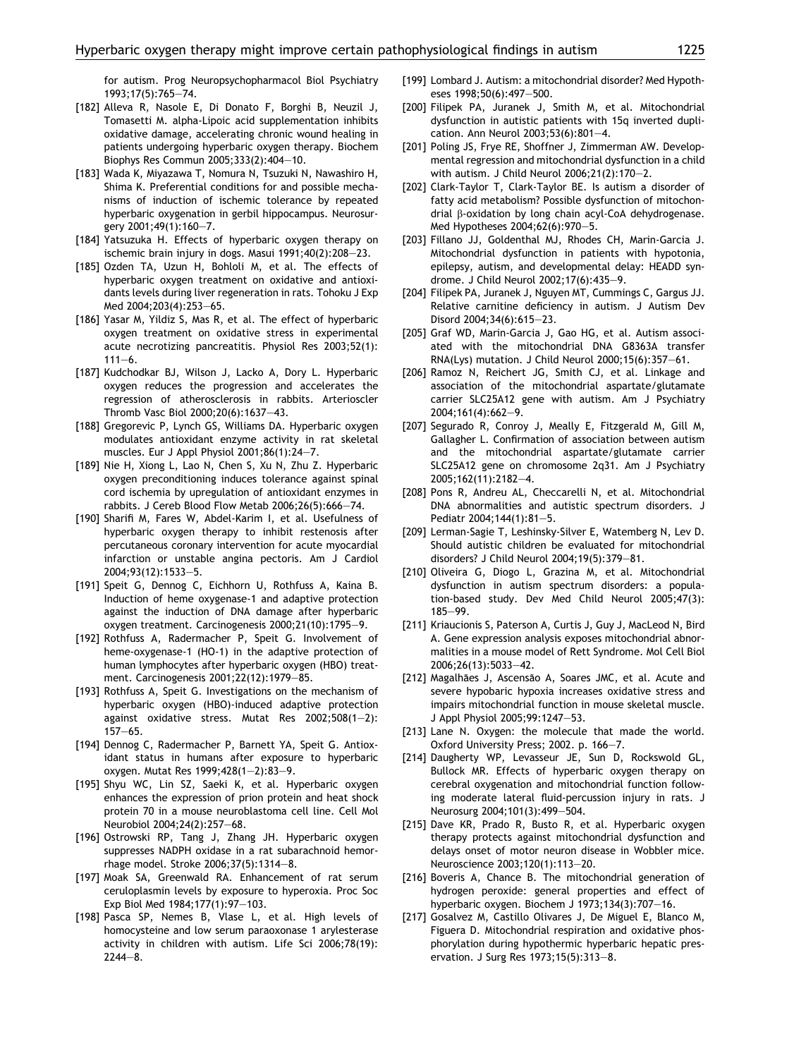for autism. Prog Neuropsychopharmacol Biol Psychiatry 1993;17(5):765—74.

[182] Alleva R, Nasole E, Di Donato F, Borghi B, Neuzil J, Tomasetti M. alpha-Lipoic acid supplementation inhibits oxidative damage, accelerating chronic wound healing in patients undergoing hyperbaric oxygen therapy. Biochem Biophys Res Commun 2005;333(2):404—10.

[183] Wada K, Miyazawa T, Nomura N, Tsuzuki N, Nawashiro H, Shima K. Preferential conditions for and possible mechanisms of induction of ischemic tolerance by repeated hyperbaric oxygenation in gerbil hippocampus. Neurosurgery 2001;49(1):160—7.

[184] Yatsuzuka H. Effects of hyperbaric oxygen therapy on ischemic brain injury in dogs. Masui 1991;40(2):208—23.

[185] Ozden TA, Uzun H, Bohloli M, et al. The effects of hyperbaric oxygen treatment on oxidative and antioxidants levels during liver regeneration in rats. Tohoku J Exp Med 2004;203(4):253—65.

[186] Yasar M, Yildiz S, Mas R, et al. The effect of hyperbaric oxygen treatment on oxidative stress in experimental acute necrotizing pancreatitis. Physiol Res 2003;52(1): 111—6.

[187] Kudchodkar BJ, Wilson J, Lacko A, Dory L. Hyperbaric oxygen reduces the progression and accelerates the regression of atherosclerosis in rabbits. Arterioscler Thromb Vasc Biol 2000;20(6):1637—43.

[188] Gregorevic P, Lynch GS, Williams DA. Hyperbaric oxygen modulates antioxidant enzyme activity in rat skeletal muscles. Eur J Appl Physiol 2001;86(1):24—7.

[189] Nie H, Xiong L, Lao N, Chen S, Xu N, Zhu Z. Hyperbaric oxygen preconditioning induces tolerance against spinal cord ischemia by upregulation of antioxidant enzymes in rabbits. J Cereb Blood Flow Metab 2006;26(5):666—74.

[190] Sharifi M, Fares W, Abdel-Karim I, et al. Usefulness of hyperbaric oxygen therapy to inhibit restenosis after percutaneous coronary intervention for acute myocardial infarction or unstable angina pectoris. Am J Cardiol 2004;93(12):1533—5.

[191] Speit G, Dennog C, Eichhorn U, Rothfuss A, Kaina B. Induction of heme oxygenase-1 and adaptive protection against the induction of DNA damage after hyperbaric oxygen treatment. Carcinogenesis 2000;21(10):1795—9.

[192] Rothfuss A, Radermacher P, Speit G. Involvement of heme-oxygenase-1 (HO-1) in the adaptive protection of human lymphocytes after hyperbaric oxygen (HBO) treatment. Carcinogenesis 2001;22(12):1979—85.

[193] Rothfuss A, Speit G. Investigations on the mechanism of hyperbaric oxygen (HBO)-induced adaptive protection against oxidative stress. Mutat Res 2002;508(1—2): 157—65.

[194] Dennog C, Radermacher P, Barnett YA, Speit G. Antioxidant status in humans after exposure to hyperbaric oxygen. Mutat Res 1999;428(1—2):83—9.

[195] Shyu WC, Lin SZ, Saeki K, et al. Hyperbaric oxygen enhances the expression of prion protein and heat shock protein 70 in a mouse neuroblastoma cell line. Cell Mol Neurobiol 2004;24(2):257—68.

[196] Ostrowski RP, Tang J, Zhang JH. Hyperbaric oxygen suppresses NADPH oxidase in a rat subarachnoid hemorrhage model. Stroke 2006;37(5):1314—8.

[197] Moak SA, Greenwald RA. Enhancement of rat serum ceruloplasmin levels by exposure to hyperoxia. Proc Soc Exp Biol Med 1984;177(1):97—103.

[198] Pasca SP, Nemes B, Vlase L, et al. High levels of homocysteine and low serum paraoxonase 1 arylesterase activity in children with autism. Life Sci 2006;78(19): 2244—8.

[199] Lombard J. Autism: a mitochondrial disorder? Med Hypotheses 1998;50(6):497—500.

[200] Filipek PA, Juranek J, Smith M, et al. Mitochondrial dysfunction in autistic patients with 15q inverted duplication. Ann Neurol 2003;53(6):801—4.

[201] Poling JS, Frye RE, Shoffner J, Zimmerman AW. Developmental regression and mitochondrial dysfunction in a child with autism. J Child Neurol 2006;21(2):170—2.

[202] Clark-Taylor T, Clark-Taylor BE. Is autism a disorder of fatty acid metabolism? Possible dysfunction of mitochondrial β-oxidation by long chain acyl-CoA dehydrogenase. Med Hypotheses 2004;62(6):970—5.

[203] Fillano JJ, Goldenthal MJ, Rhodes CH, Marin-Garcia J. Mitochondrial dysfunction in patients with hypotonia, epilepsy, autism, and developmental delay: HEADD syndrome. J Child Neurol 2002;17(6):435—9.

[204] Filipek PA, Juranek J, Nguyen MT, Cummings C, Gargus JJ. Relative carnitine deficiency in autism. J Autism Dev Disord 2004;34(6):615—23.

[205] Graf WD, Marin-Garcia J, Gao HG, et al. Autism associated with the mitochondrial DNA G8363A transfer RNA(Lys) mutation. J Child Neurol 2000;15(6):357—61.

[206] Ramoz N, Reichert JG, Smith CJ, et al. Linkage and association of the mitochondrial aspartate/glutamate carrier SLC25A12 gene with autism. Am J Psychiatry 2004;161(4):662—9.

[207] Segurado R, Conroy J, Meally E, Fitzgerald M, Gill M, Gallagher L. Confirmation of association between autism and the mitochondrial aspartate/glutamate carrier SLC25A12 gene on chromosome 2q31. Am J Psychiatry 2005;162(11):2182—4.

[208] Pons R, Andreu AL, Checcarelli N, et al. Mitochondrial DNA abnormalities and autistic spectrum disorders. J Pediatr 2004;144(1):81—5.

[209] Lerman-Sagie T, Leshinsky-Silver E, Watemberg N, Lev D. Should autistic children be evaluated for mitochondrial disorders? J Child Neurol 2004;19(5):379—81.

[210] Oliveira G, Diogo L, Grazina M, et al. Mitochondrial dysfunction in autism spectrum disorders: a population-based study. Dev Med Child Neurol 2005;47(3): 185—99.

[211] Kriaucionis S, Paterson A, Curtis J, Guy J, MacLeod N, Bird A. Gene expression analysis exposes mitochondrial abnormalities in a mouse model of Rett Syndrome. Mol Cell Biol 2006;26(13):5033—42.

[212] Magalhães J, Ascensão A, Soares JMC, et al. Acute and severe hypobaric hypoxia increases oxidative stress and impairs mitochondrial function in mouse skeletal muscle. J Appl Physiol 2005;99:1247—53.

[213] Lane N. Oxygen: the molecule that made the world. Oxford University Press; 2002. p. 166—7.

[214] Daugherty WP, Levasseur JE, Sun D, Rockswold GL, Bullock MR. Effects of hyperbaric oxygen therapy on cerebral oxygenation and mitochondrial function following moderate lateral fluid-percussion injury in rats. J Neurosurg 2004;101(3):499—504.

[215] Dave KR, Prado R, Busto R, et al. Hyperbaric oxygen therapy protects against mitochondrial dysfunction and delays onset of motor neuron disease in Wobbler mice. Neuroscience 2003;120(1):113—20.

[216] Boveris A, Chance B. The mitochondrial generation of hydrogen peroxide: general properties and effect of hyperbaric oxygen. Biochem J 1973;134(3):707—16.

[217] Gosalvez M, Castillo Olivares J, De Miguel E, Blanco M, Figuera D. Mitochondrial respiration and oxidative phosphorylation during hypothermic hyperbaric hepatic preservation. J Surg Res 1973;15(5):313—8.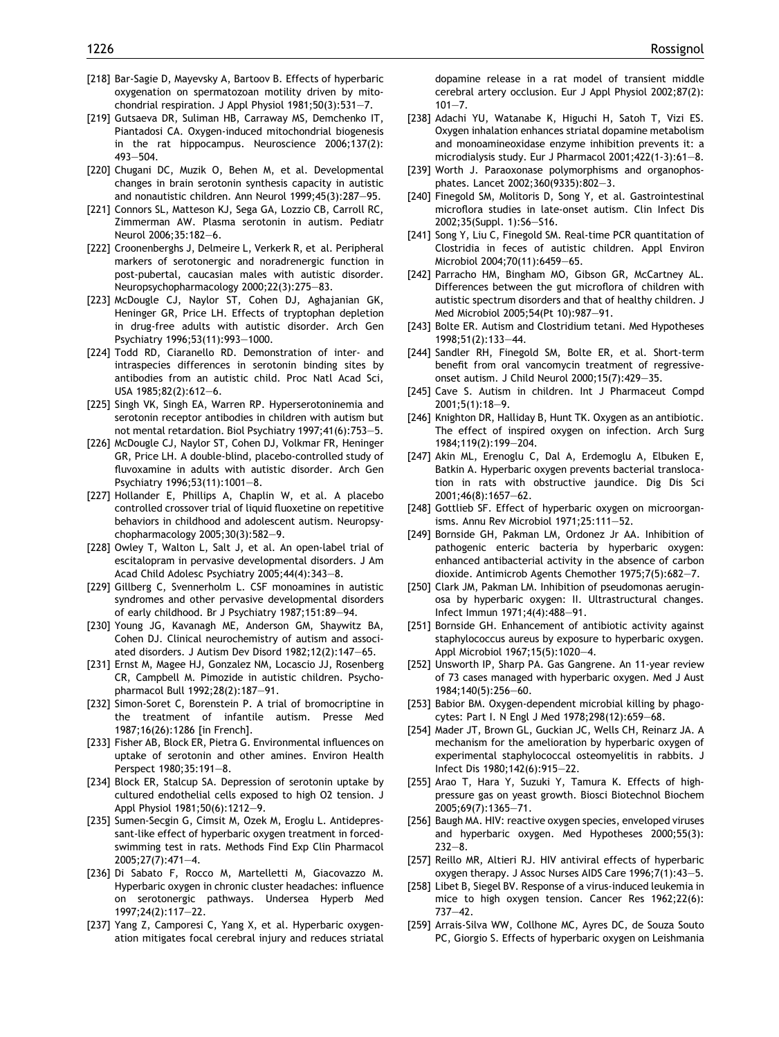[218] Bar-Sagie D, Mayevsky A, Bartoov B. Effects of hyperbaric oxygenation on spermatozoan motility driven by mitochondrial respiration. J Appl Physiol 1981;50(3):531—7.

[219] Gutsaeva DR, Suliman HB, Carraway MS, Demchenko IT, Piantadosi CA. Oxygen-induced mitochondrial biogenesis in the rat hippocampus. Neuroscience 2006;137(2): 493—504.

[220] Chugani DC, Muzik O, Behen M, et al. Developmental changes in brain serotonin synthesis capacity in autistic and nonautistic children. Ann Neurol 1999;45(3):287—95.

[221] Connors SL, Matteson KJ, Sega GA, Lozzio CB, Carroll RC, Zimmerman AW. Plasma serotonin in autism. Pediatr Neurol 2006;35:182—6.

[222] Croonenberghs J, Delmeire L, Verkerk R, et al. Peripheral markers of serotonergic and noradrenergic function in post-pubertal, caucasian males with autistic disorder. Neuropsychopharmacology 2000;22(3):275—83.

[223] McDougle CJ, Naylor ST, Cohen DJ, Aghajanian GK, Heninger GR, Price LH. Effects of tryptophan depletion in drug-free adults with autistic disorder. Arch Gen Psychiatry 1996;53(11):993—1000.

[224] Todd RD, Ciaranello RD. Demonstration of inter- and intraspecies differences in serotonin binding sites by antibodies from an autistic child. Proc Natl Acad Sci, USA 1985;82(2):612—6.

[225] Singh VK, Singh EA, Warren RP. Hyperserotoninemia and serotonin receptor antibodies in children with autism but not mental retardation. Biol Psychiatry 1997;41(6):753—5.

[226] McDougle CJ, Naylor ST, Cohen DJ, Volkmar FR, Heninger GR, Price LH. A double-blind, placebo-controlled study of fluvoxamine in adults with autistic disorder. Arch Gen Psychiatry 1996;53(11):1001—8.

[227] Hollander E, Phillips A, Chaplin W, et al. A placebo controlled crossover trial of liquid fluoxetine on repetitive behaviors in childhood and adolescent autism. Neuropsychopharmacology 2005;30(3):582—9.

[228] Owley T, Walton L, Salt J, et al. An open-label trial of escitalopram in pervasive developmental disorders. J Am Acad Child Adolesc Psychiatry 2005;44(4):343—8.

[229] Gillberg C, Svennerholm L. CSF monoamines in autistic syndromes and other pervasive developmental disorders of early childhood. Br J Psychiatry 1987;151:89—94.

[230] Young JG, Kavanagh ME, Anderson GM, Shaywitz BA, Cohen DJ. Clinical neurochemistry of autism and associated disorders. J Autism Dev Disord 1982;12(2):147—65.

[231] Ernst M, Magee HJ, Gonzalez NM, Locascio JJ, Rosenberg CR, Campbell M. Pimozide in autistic children. Psychopharmacol Bull 1992;28(2):187—91.

[232] Simon-Soret C, Borenstein P. A trial of bromocriptine in the treatment of infantile autism. Presse Med 1987;16(26):1286 [in French].

[233] Fisher AB, Block ER, Pietra G. Environmental influences on uptake of serotonin and other amines. Environ Health Perspect 1980;35:191—8.

[234] Block ER, Stalcup SA. Depression of serotonin uptake by cultured endothelial cells exposed to high O2 tension. J Appl Physiol 1981;50(6):1212—9.

[235] Sumen-Secgin G, Cimsit M, Ozek M, Eroglu L. Antidepressant-like effect of hyperbaric oxygen treatment in forced-swimming test in rats. Methods Find Exp Clin Pharmacol 2005;27(7):471—4.

[236] Di Sabato F, Rocco M, Martelletti M, Giacovazzo M. Hyperbaric oxygen in chronic cluster headaches: influence on serotonergic pathways. Undersea Hyperb Med 1997;24(2):117—22.

[237] Yang Z, Camporesi C, Yang X, et al. Hyperbaric oxygenation mitigates focal cerebral injury and reduces striatal dopamine release in a rat model of transient middle cerebral artery occlusion. Eur J Appl Physiol 2002;87(2): 101—7.

[238] Adachi YU, Watanabe K, Higuchi H, Satoh T, Vizi ES. Oxygen inhalation enhances striatal dopamine metabolism and monoamineoxidase enzyme inhibition prevents it: a microdialysis study. Eur J Pharmacol 2001;422(1-3):61—8.

[239] Worth J. Paraoxonase polymorphisms and organophosphates. Lancet 2002;360(9335):802—3.

[240] Finegold SM, Molitoris D, Song Y, et al. Gastrointestinal microflora studies in late-onset autism. Clin Infect Dis 2002;35(Suppl. 1):S6—S16.

[241] Song Y, Liu C, Finegold SM. Real-time PCR quantitation of Clostridia in feces of autistic children. Appl Environ Microbiol 2004;70(11):6459—65.

[242] Parracho HM, Bingham MO, Gibson GR, McCartney AL. Differences between the gut microflora of children with autistic spectrum disorders and that of healthy children. J Med Microbiol 2005;54(Pt 10):987—91.

[243] Bolte ER. Autism and Clostridium tetani. Med Hypotheses 1998;51(2):133—44.

[244] Sandler RH, Finegold SM, Bolte ER, et al. Short-term benefit from oral vancomycin treatment of regressive-onset autism. J Child Neurol 2000;15(7):429—35.

[245] Cave S. Autism in children. Int J Pharmaceut Compd 2001;5(1):18—9.

[246] Knighton DR, Halliday B, Hunt TK. Oxygen as an antibiotic. The effect of inspired oxygen on infection. Arch Surg 1984;119(2):199—204.

[247] Akin ML, Erenoglu C, Dal A, Erdemoglu A, Elbuken E, Batkin A. Hyperbaric oxygen prevents bacterial translocation in rats with obstructive jaundice. Dig Dis Sci 2001;46(8):1657—62.

[248] Gottlieb SF. Effect of hyperbaric oxygen on microorganisms. Annu Rev Microbiol 1971;25:111—52.

[249] Bornside GH, Pakman LM, Ordonez Jr AA. Inhibition of pathogenic enteric bacteria by hyperbaric oxygen: enhanced antibacterial activity in the absence of carbon dioxide. Antimicrob Agents Chemother 1975;7(5):682—7.

[250] Clark JM, Pakman LM. Inhibition of pseudomonas aeruginosa by hyperbaric oxygen: II. Ultrastructural changes. Infect Immun 1971;4(4):488—91.

[251] Bornside GH. Enhancement of antibiotic activity against staphylococcus aureus by exposure to hyperbaric oxygen. Appl Microbiol 1967;15(5):1020—4.

[252] Unsworth IP, Sharp PA. Gas Gangrene. An 11-year review of 73 cases managed with hyperbaric oxygen. Med J Aust 1984;140(5):256—60.

[253] Babior BM. Oxygen-dependent microbial killing by phagocytes: Part I. N Engl J Med 1978;298(12):659—68.

[254] Mader JT, Brown GL, Guckian JC, Wells CH, Reinarz JA. A mechanism for the amelioration by hyperbaric oxygen of experimental staphylococcal osteomyelitis in rabbits. J Infect Dis 1980;142(6):915—22.

[255] Arao T, Hara Y, Suzuki Y, Tamura K. Effects of high-pressure gas on yeast growth. Biosci Biotechnol Biochem 2005;69(7):1365—71.

[256] Baugh MA. HIV: reactive oxygen species, enveloped viruses and hyperbaric oxygen. Med Hypotheses 2000;55(3): 232—8.

[257] Reillo MR, Altieri RJ. HIV antiviral effects of hyperbaric oxygen therapy. J Assoc Nurses AIDS Care 1996;7(1):43—5.

[258] Libet B, Siegel BV. Response of a virus-induced leukemia in mice to high oxygen tension. Cancer Res 1962;22(6): 737—42.

[259] Arrais-Silva WW, Collhone MC, Ayres DC, de Souza Souto PC, Giorgio S. Effects of hyperbaric oxygen on Leishmania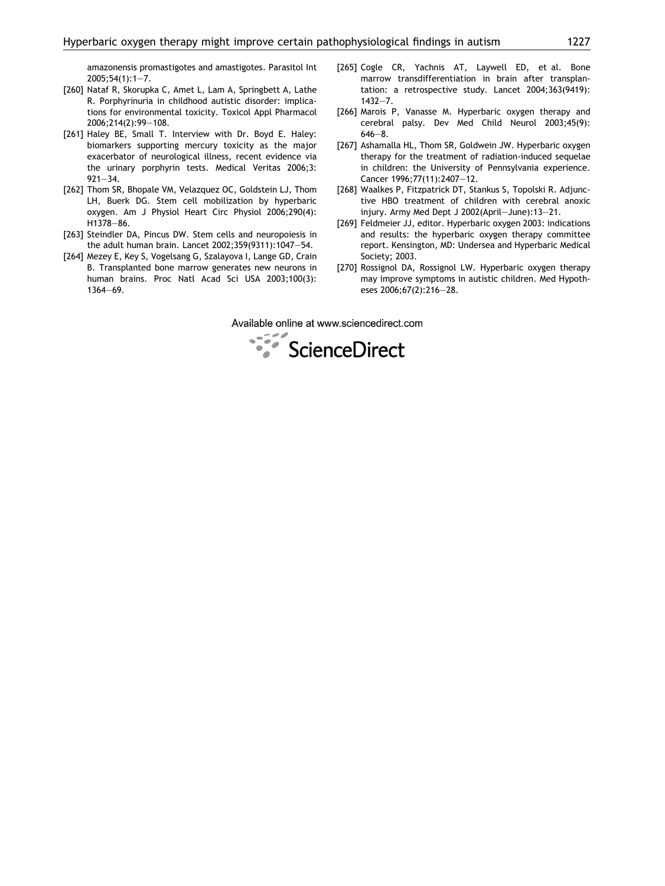amazonensis promastigotes and amastigotes. Parasitol Int 2005;54(1):1—7.

[260] Nataf R, Skorupka C, Amet L, Lam A, Springbett A, Lathe R. Porphyrinuria in childhood autistic disorder: implications for environmental toxicity. Toxicol Appl Pharmacol 2006;214(2):99—108.

[261] Haley BE, Small T. Interview with Dr. Boyd E. Haley: biomarkers supporting mercury toxicity as the major exacerbator of neurological illness, recent evidence via the urinary porphyrin tests. Medical Veritas 2006;3: 921—34.

[262] Thom SR, Bhopale VM, Velazquez OC, Goldstein LJ, Thom LH, Buerk DG. Stem cell mobilization by hyperbaric oxygen. Am J Physiol Heart Circ Physiol 2006;290(4): H1378—86.

[263] Steindler DA, Pincus DW. Stem cells and neuropoiesis in the adult human brain. Lancet 2002;359(9311):1047—54.

[264] Mezey E, Key S, Vogelsang G, Szalayova I, Lange GD, Crain B. Transplanted bone marrow generates new neurons in human brains. Proc Natl Acad Sci USA 2003;100(3): 1364—69.

[265] Cogle CR, Yachnis AT, Laywell ED, et al. Bone marrow transdifferentiation in brain after transplantation: a retrospective study. Lancet 2004;363(9419): 1432—7.

[266] Marois P, Vanasse M. Hyperbaric oxygen therapy and cerebral palsy. Dev Med Child Neurol 2003;45(9): 646—8.

[267] Ashamalla HL, Thom SR, Goldwein JW. Hyperbaric oxygen therapy for the treatment of radiation-induced sequelae in children: the University of Pennsylvania experience. Cancer 1996;77(11):2407—12.

[268] Waalkes P, Fitzpatrick DT, Stankus S, Topolski R. Adjunctive HBO treatment of children with cerebral anoxic injury. Army Med Dept J 2002(April—June):13—21.

[269] Feldmeier JJ, editor. Hyperbaric oxygen 2003: indications and results: the hyperbaric oxygen therapy committee report. Kensington, MD: Undersea and Hyperbaric Medical Society; 2003.

[270] Rossignol DA, Rossignol LW. Hyperbaric oxygen therapy may improve symptoms in autistic children. Med Hypotheses 2006;67(2):216—28.

Available online at www.sciencedirect.com

ScienceDirect